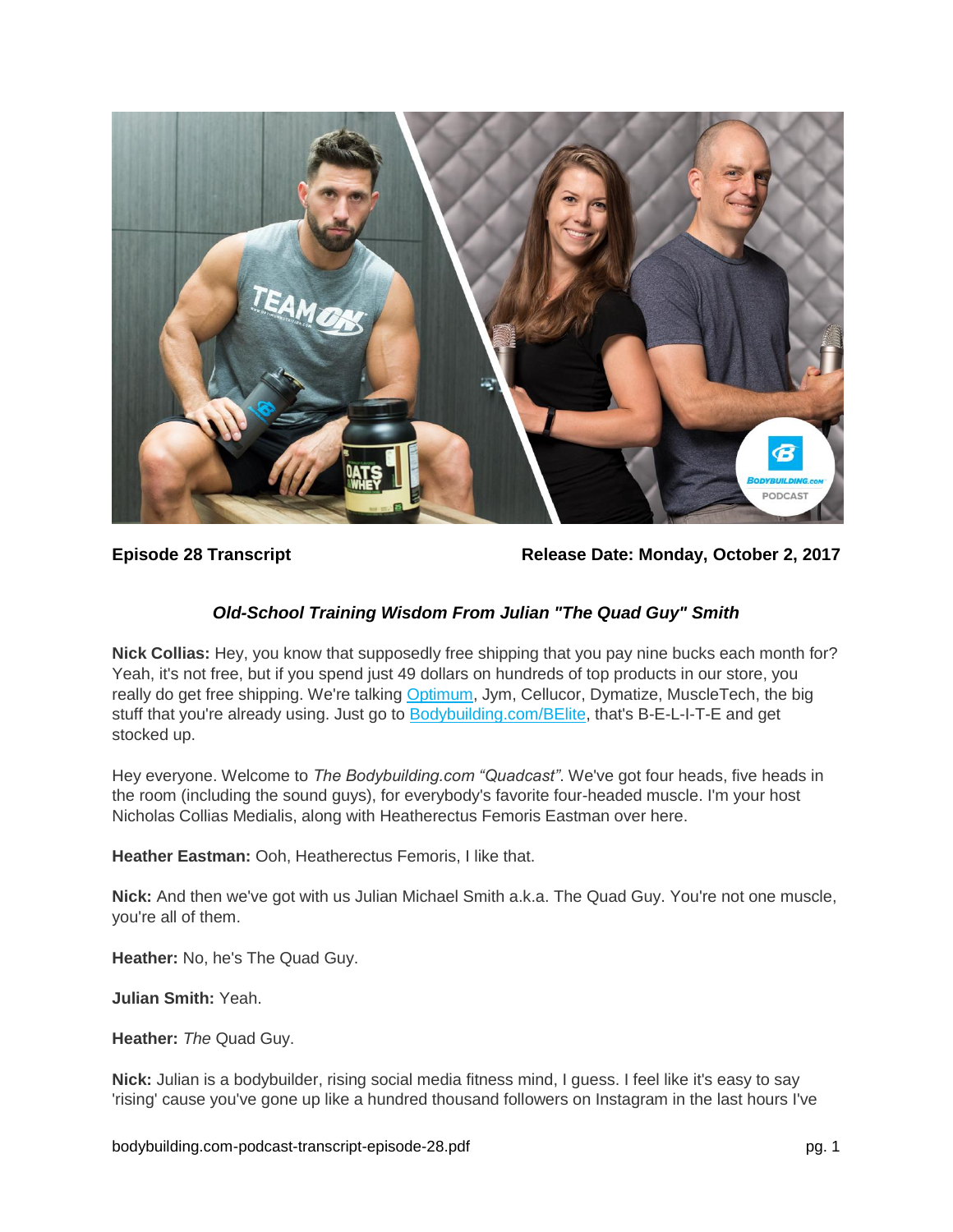**Episode 28 Transcript** **Release Date: Monday, October 2, 2017**

### *Old-School Training Wisdom From Julian "The Quad Guy" Smith*

**Nick Collias:** Hey, you know that supposedly free shipping that you pay nine bucks each month for? Yeah, it's not free, but if you spend just 49 dollars on hundreds of top products in our store, you really do get free shipping. We're talking Optimum, Jym, Cellucor, Dymatize, MuscleTech, the big stuff that you're already using. Just go to Bodybuilding.com/BElite, that's B-E-L-I-T-E and get stocked up.

Hey everyone. Welcome to *The Bodybuilding.com "Quadcast"*. We've got four heads, five heads in the room (including the sound guys), for everybody's favorite four-headed muscle. I'm your host Nicholas Collias Medialis, along with Heatherectus Femoris Eastman over here.

**Heather Eastman:** Ooh, Heatherectus Femoris, I like that.

**Nick:** And then we've got with us Julian Michael Smith a.k.a. The Quad Guy. You're not one muscle, you're all of them.

**Heather:** No, he's The Quad Guy.

**Julian Smith:** Yeah.

**Heather:** *The* Quad Guy.

**Nick:** Julian is a bodybuilder, rising social media fitness mind, I guess. I feel like it's easy to say 'rising' cause you've gone up like a hundred thousand followers on Instagram in the last hours I've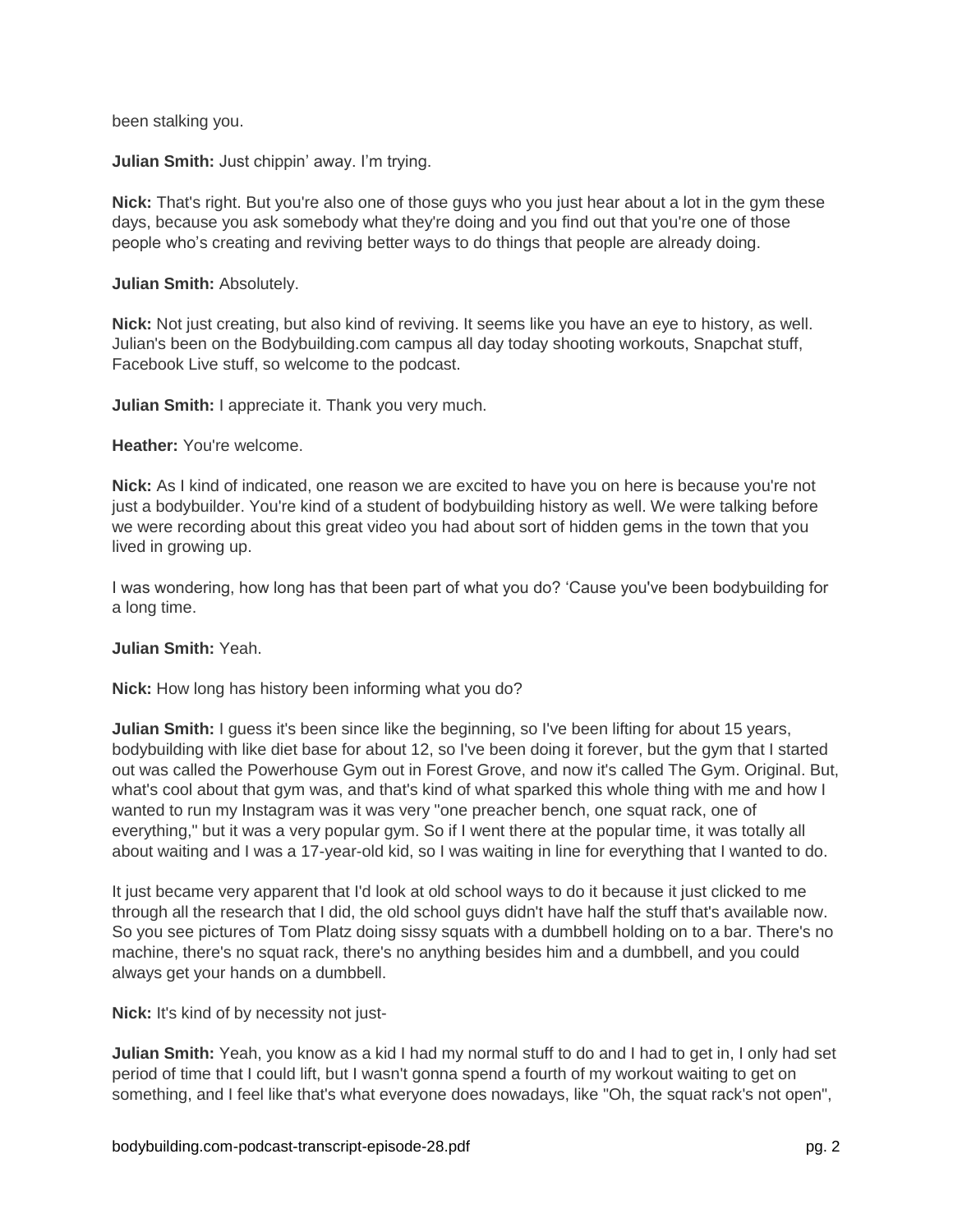been stalking you.

**Julian Smith:** Just chippin' away. I'm trying.

**Nick:** That's right. But you're also one of those guys who you just hear about a lot in the gym these days, because you ask somebody what they're doing and you find out that you're one of those people who's creating and reviving better ways to do things that people are already doing.

**Julian Smith:** Absolutely.

**Nick:** Not just creating, but also kind of reviving. It seems like you have an eye to history, as well. Julian's been on the Bodybuilding.com campus all day today shooting workouts, Snapchat stuff, Facebook Live stuff, so welcome to the podcast.

**Julian Smith:** I appreciate it. Thank you very much.

**Heather:** You're welcome.

**Nick:** As I kind of indicated, one reason we are excited to have you on here is because you're not just a bodybuilder. You're kind of a student of bodybuilding history as well. We were talking before we were recording about this great video you had about sort of hidden gems in the town that you lived in growing up.

I was wondering, how long has that been part of what you do? 'Cause you've been bodybuilding for a long time.

**Julian Smith:** Yeah.

**Nick:** How long has history been informing what you do?

**Julian Smith:** I guess it's been since like the beginning, so I've been lifting for about 15 years, bodybuilding with like diet base for about 12, so I've been doing it forever, but the gym that I started out was called the Powerhouse Gym out in Forest Grove, and now it's called The Gym. Original. But, what's cool about that gym was, and that's kind of what sparked this whole thing with me and how I wanted to run my Instagram was it was very "one preacher bench, one squat rack, one of everything," but it was a very popular gym. So if I went there at the popular time, it was totally all about waiting and I was a 17-year-old kid, so I was waiting in line for everything that I wanted to do.

It just became very apparent that I'd look at old school ways to do it because it just clicked to me through all the research that I did, the old school guys didn't have half the stuff that's available now. So you see pictures of Tom Platz doing sissy squats with a dumbbell holding on to a bar. There's no machine, there's no squat rack, there's no anything besides him and a dumbbell, and you could always get your hands on a dumbbell.

**Nick:** It's kind of by necessity not just-

**Julian Smith:** Yeah, you know as a kid I had my normal stuff to do and I had to get in, I only had set period of time that I could lift, but I wasn't gonna spend a fourth of my workout waiting to get on something, and I feel like that's what everyone does nowadays, like "Oh, the squat rack's not open",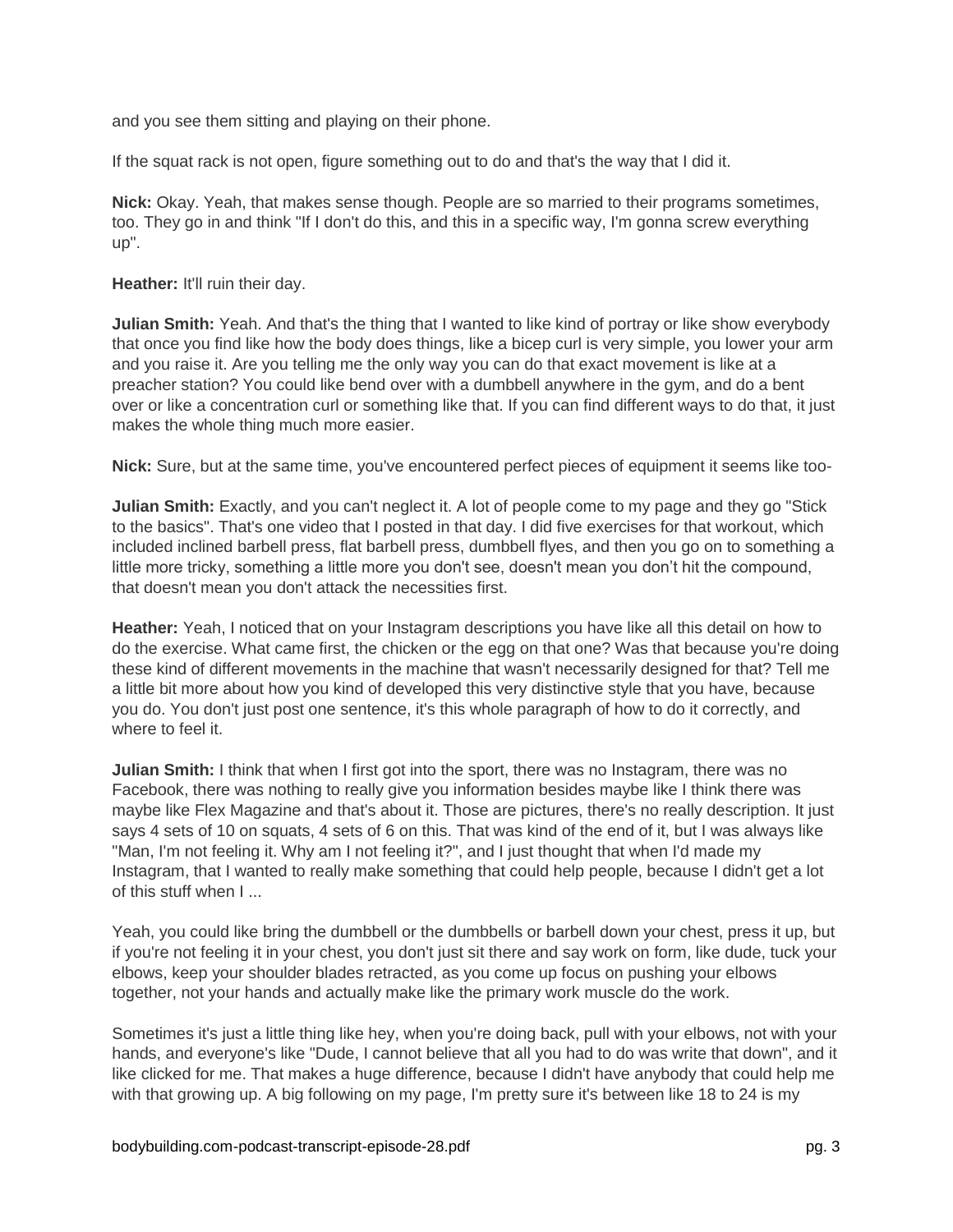and you see them sitting and playing on their phone.

If the squat rack is not open, figure something out to do and that's the way that I did it.

**Nick:** Okay. Yeah, that makes sense though. People are so married to their programs sometimes, too. They go in and think "If I don't do this, and this in a specific way, I'm gonna screw everything up".

**Heather:** It'll ruin their day.

**Julian Smith:** Yeah. And that's the thing that I wanted to like kind of portray or like show everybody that once you find like how the body does things, like a bicep curl is very simple, you lower your arm and you raise it. Are you telling me the only way you can do that exact movement is like at a preacher station? You could like bend over with a dumbbell anywhere in the gym, and do a bent over or like a concentration curl or something like that. If you can find different ways to do that, it just makes the whole thing much more easier.

**Nick:** Sure, but at the same time, you've encountered perfect pieces of equipment it seems like too-

**Julian Smith:** Exactly, and you can't neglect it. A lot of people come to my page and they go "Stick to the basics". That's one video that I posted in that day. I did five exercises for that workout, which included inclined barbell press, flat barbell press, dumbbell flyes, and then you go on to something a little more tricky, something a little more you don't see, doesn't mean you don't hit the compound, that doesn't mean you don't attack the necessities first.

**Heather:** Yeah, I noticed that on your Instagram descriptions you have like all this detail on how to do the exercise. What came first, the chicken or the egg on that one? Was that because you're doing these kind of different movements in the machine that wasn't necessarily designed for that? Tell me a little bit more about how you kind of developed this very distinctive style that you have, because you do. You don't just post one sentence, it's this whole paragraph of how to do it correctly, and where to feel it.

**Julian Smith:** I think that when I first got into the sport, there was no Instagram, there was no Facebook, there was nothing to really give you information besides maybe like I think there was maybe like Flex Magazine and that's about it. Those are pictures, there's no really description. It just says 4 sets of 10 on squats, 4 sets of 6 on this. That was kind of the end of it, but I was always like "Man, I'm not feeling it. Why am I not feeling it?", and I just thought that when I'd made my Instagram, that I wanted to really make something that could help people, because I didn't get a lot of this stuff when I ...

Yeah, you could like bring the dumbbell or the dumbbells or barbell down your chest, press it up, but if you're not feeling it in your chest, you don't just sit there and say work on form, like dude, tuck your elbows, keep your shoulder blades retracted, as you come up focus on pushing your elbows together, not your hands and actually make like the primary work muscle do the work.

Sometimes it's just a little thing like hey, when you're doing back, pull with your elbows, not with your hands, and everyone's like "Dude, I cannot believe that all you had to do was write that down", and it like clicked for me. That makes a huge difference, because I didn't have anybody that could help me with that growing up. A big following on my page, I'm pretty sure it's between like 18 to 24 is my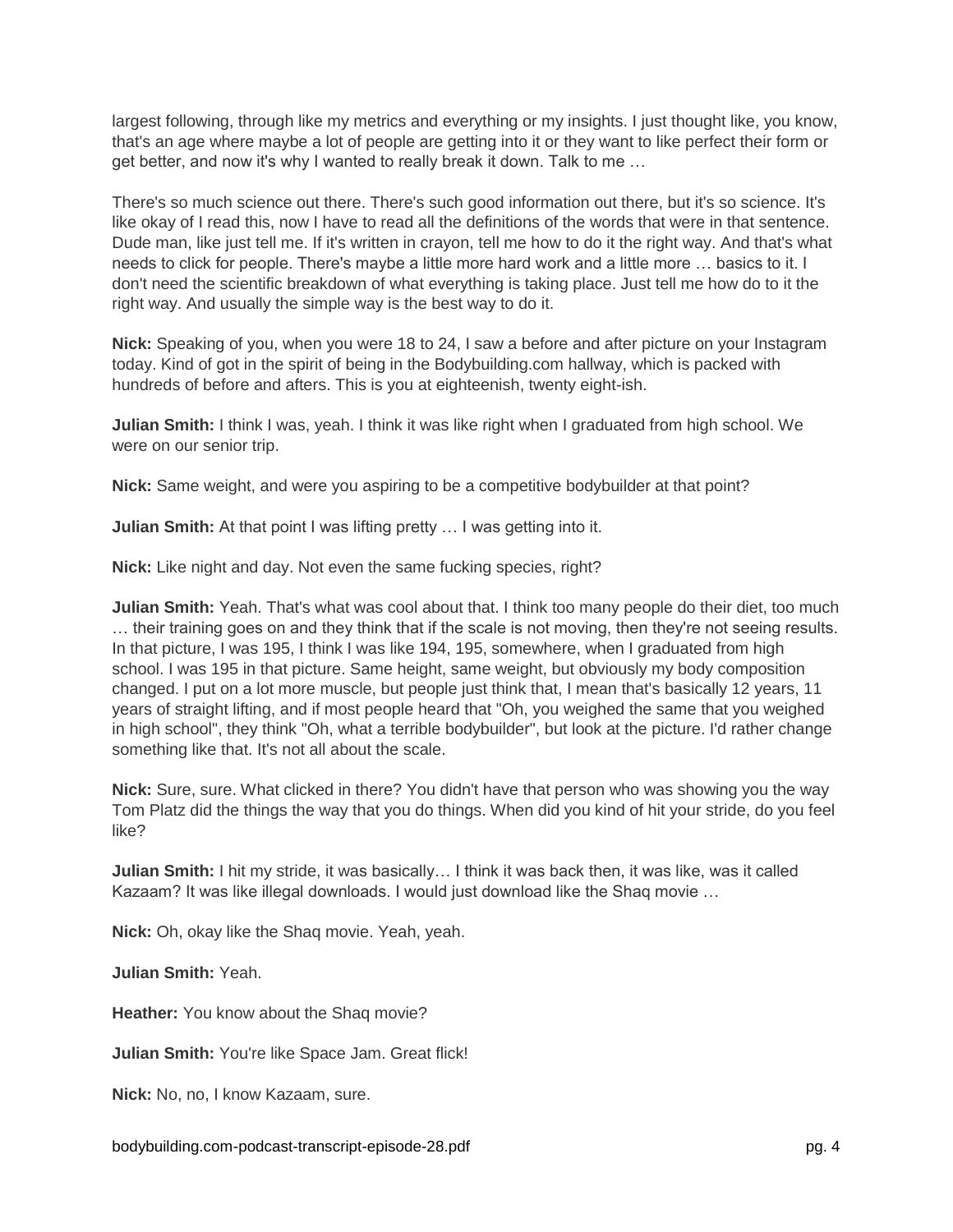largest following, through like my metrics and everything or my insights. I just thought like, you know, that's an age where maybe a lot of people are getting into it or they want to like perfect their form or get better, and now it's why I wanted to really break it down. Talk to me …

There's so much science out there. There's such good information out there, but it's so science. It's like okay of I read this, now I have to read all the definitions of the words that were in that sentence. Dude man, like just tell me. If it's written in crayon, tell me how to do it the right way. And that's what needs to click for people. There's maybe a little more hard work and a little more … basics to it. I don't need the scientific breakdown of what everything is taking place. Just tell me how do to it the right way. And usually the simple way is the best way to do it.

**Nick:** Speaking of you, when you were 18 to 24, I saw a before and after picture on your Instagram today. Kind of got in the spirit of being in the Bodybuilding.com hallway, which is packed with hundreds of before and afters. This is you at eighteenish, twenty eight-ish.

**Julian Smith:** I think I was, yeah. I think it was like right when I graduated from high school. We were on our senior trip.

**Nick:** Same weight, and were you aspiring to be a competitive bodybuilder at that point?

**Julian Smith:** At that point I was lifting pretty … I was getting into it.

**Nick:** Like night and day. Not even the same fucking species, right?

**Julian Smith:** Yeah. That's what was cool about that. I think too many people do their diet, too much … their training goes on and they think that if the scale is not moving, then they're not seeing results. In that picture, I was 195, I think I was like 194, 195, somewhere, when I graduated from high school. I was 195 in that picture. Same height, same weight, but obviously my body composition changed. I put on a lot more muscle, but people just think that, I mean that's basically 12 years, 11 years of straight lifting, and if most people heard that "Oh, you weighed the same that you weighed in high school", they think "Oh, what a terrible bodybuilder", but look at the picture. I'd rather change something like that. It's not all about the scale.

**Nick:** Sure, sure. What clicked in there? You didn't have that person who was showing you the way Tom Platz did the things the way that you do things. When did you kind of hit your stride, do you feel like?

**Julian Smith:** I hit my stride, it was basically… I think it was back then, it was like, was it called Kazaam? It was like illegal downloads. I would just download like the Shaq movie …

**Nick:** Oh, okay like the Shaq movie. Yeah, yeah.

**Julian Smith:** Yeah.

**Heather:** You know about the Shaq movie?

**Julian Smith:** You're like Space Jam. Great flick!

**Nick:** No, no, I know Kazaam, sure.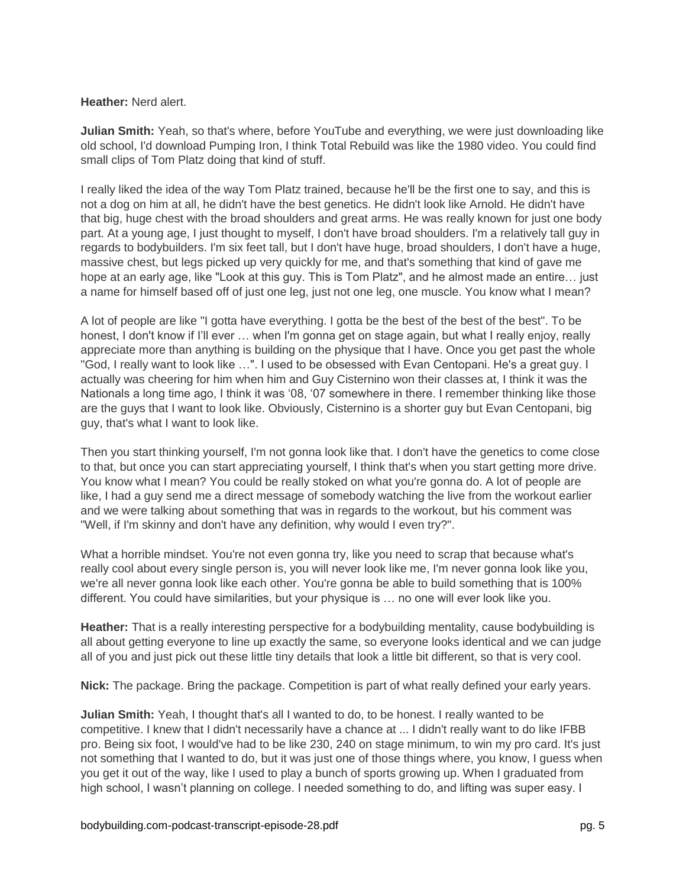**Heather:** Nerd alert.

**Julian Smith:** Yeah, so that's where, before YouTube and everything, we were just downloading like old school, I'd download Pumping Iron, I think Total Rebuild was like the 1980 video. You could find small clips of Tom Platz doing that kind of stuff.

I really liked the idea of the way Tom Platz trained, because he'll be the first one to say, and this is not a dog on him at all, he didn't have the best genetics. He didn't look like Arnold. He didn't have that big, huge chest with the broad shoulders and great arms. He was really known for just one body part. At a young age, I just thought to myself, I don't have broad shoulders. I'm a relatively tall guy in regards to bodybuilders. I'm six feet tall, but I don't have huge, broad shoulders, I don't have a huge, massive chest, but legs picked up very quickly for me, and that's something that kind of gave me hope at an early age, like "Look at this guy. This is Tom Platz", and he almost made an entire… just a name for himself based off of just one leg, just not one leg, one muscle. You know what I mean?

A lot of people are like "I gotta have everything. I gotta be the best of the best of the best". To be honest, I don't know if I'll ever … when I'm gonna get on stage again, but what I really enjoy, really appreciate more than anything is building on the physique that I have. Once you get past the whole "God, I really want to look like …". I used to be obsessed with Evan Centopani. He's a great guy. I actually was cheering for him when him and Guy Cisternino won their classes at, I think it was the Nationals a long time ago, I think it was '08, '07 somewhere in there. I remember thinking like those are the guys that I want to look like. Obviously, Cisternino is a shorter guy but Evan Centopani, big guy, that's what I want to look like.

Then you start thinking yourself, I'm not gonna look like that. I don't have the genetics to come close to that, but once you can start appreciating yourself, I think that's when you start getting more drive. You know what I mean? You could be really stoked on what you're gonna do. A lot of people are like, I had a guy send me a direct message of somebody watching the live from the workout earlier and we were talking about something that was in regards to the workout, but his comment was "Well, if I'm skinny and don't have any definition, why would I even try?".

What a horrible mindset. You're not even gonna try, like you need to scrap that because what's really cool about every single person is, you will never look like me, I'm never gonna look like you, we're all never gonna look like each other. You're gonna be able to build something that is 100% different. You could have similarities, but your physique is … no one will ever look like you.

**Heather:** That is a really interesting perspective for a bodybuilding mentality, cause bodybuilding is all about getting everyone to line up exactly the same, so everyone looks identical and we can judge all of you and just pick out these little tiny details that look a little bit different, so that is very cool.

**Nick:** The package. Bring the package. Competition is part of what really defined your early years.

**Julian Smith:** Yeah, I thought that's all I wanted to do, to be honest. I really wanted to be competitive. I knew that I didn't necessarily have a chance at ... I didn't really want to do like IFBB pro. Being six foot, I would've had to be like 230, 240 on stage minimum, to win my pro card. It's just not something that I wanted to do, but it was just one of those things where, you know, I guess when you get it out of the way, like I used to play a bunch of sports growing up. When I graduated from high school, I wasn't planning on college. I needed something to do, and lifting was super easy. I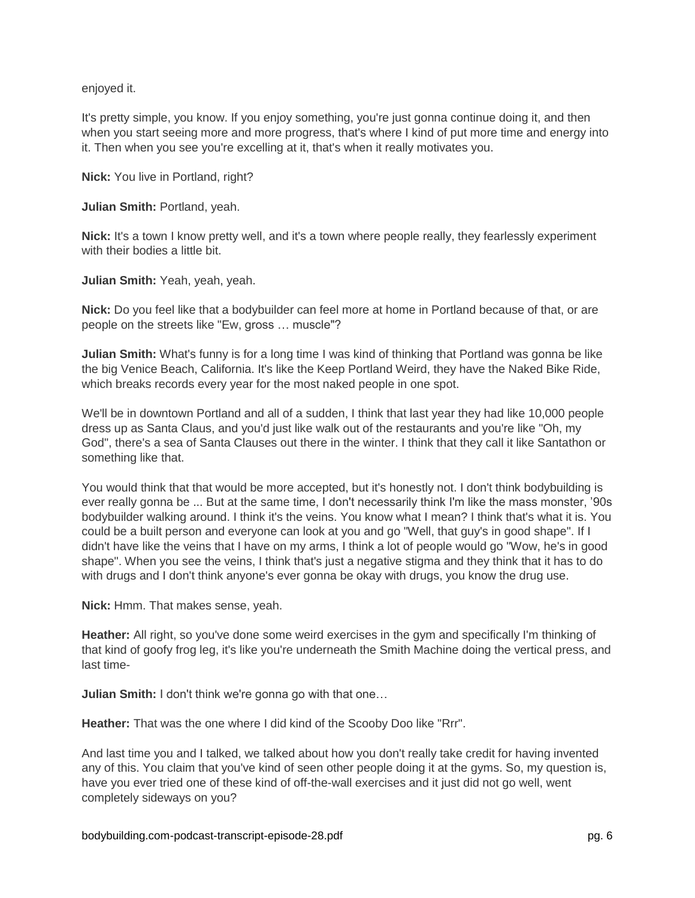enjoyed it.

It's pretty simple, you know. If you enjoy something, you're just gonna continue doing it, and then when you start seeing more and more progress, that's where I kind of put more time and energy into it. Then when you see you're excelling at it, that's when it really motivates you.

**Nick:** You live in Portland, right?

**Julian Smith:** Portland, yeah.

**Nick:** It's a town I know pretty well, and it's a town where people really, they fearlessly experiment with their bodies a little bit.

**Julian Smith:** Yeah, yeah, yeah.

**Nick:** Do you feel like that a bodybuilder can feel more at home in Portland because of that, or are people on the streets like "Ew, gross … muscle"?

**Julian Smith:** What's funny is for a long time I was kind of thinking that Portland was gonna be like the big Venice Beach, California. It's like the Keep Portland Weird, they have the Naked Bike Ride, which breaks records every year for the most naked people in one spot.

We'll be in downtown Portland and all of a sudden, I think that last year they had like 10,000 people dress up as Santa Claus, and you'd just like walk out of the restaurants and you're like "Oh, my God", there's a sea of Santa Clauses out there in the winter. I think that they call it like Santathon or something like that.

You would think that that would be more accepted, but it's honestly not. I don't think bodybuilding is ever really gonna be ... But at the same time, I don't necessarily think I'm like the mass monster, '90s bodybuilder walking around. I think it's the veins. You know what I mean? I think that's what it is. You could be a built person and everyone can look at you and go "Well, that guy's in good shape". If I didn't have like the veins that I have on my arms, I think a lot of people would go "Wow, he's in good shape". When you see the veins, I think that's just a negative stigma and they think that it has to do with drugs and I don't think anyone's ever gonna be okay with drugs, you know the drug use.

**Nick:** Hmm. That makes sense, yeah.

**Heather:** All right, so you've done some weird exercises in the gym and specifically I'm thinking of that kind of goofy frog leg, it's like you're underneath the Smith Machine doing the vertical press, and last time-

**Julian Smith:** I don't think we're gonna go with that one…

**Heather:** That was the one where I did kind of the Scooby Doo like "Rrr".

And last time you and I talked, we talked about how you don't really take credit for having invented any of this. You claim that you've kind of seen other people doing it at the gyms. So, my question is, have you ever tried one of these kind of off-the-wall exercises and it just did not go well, went completely sideways on you?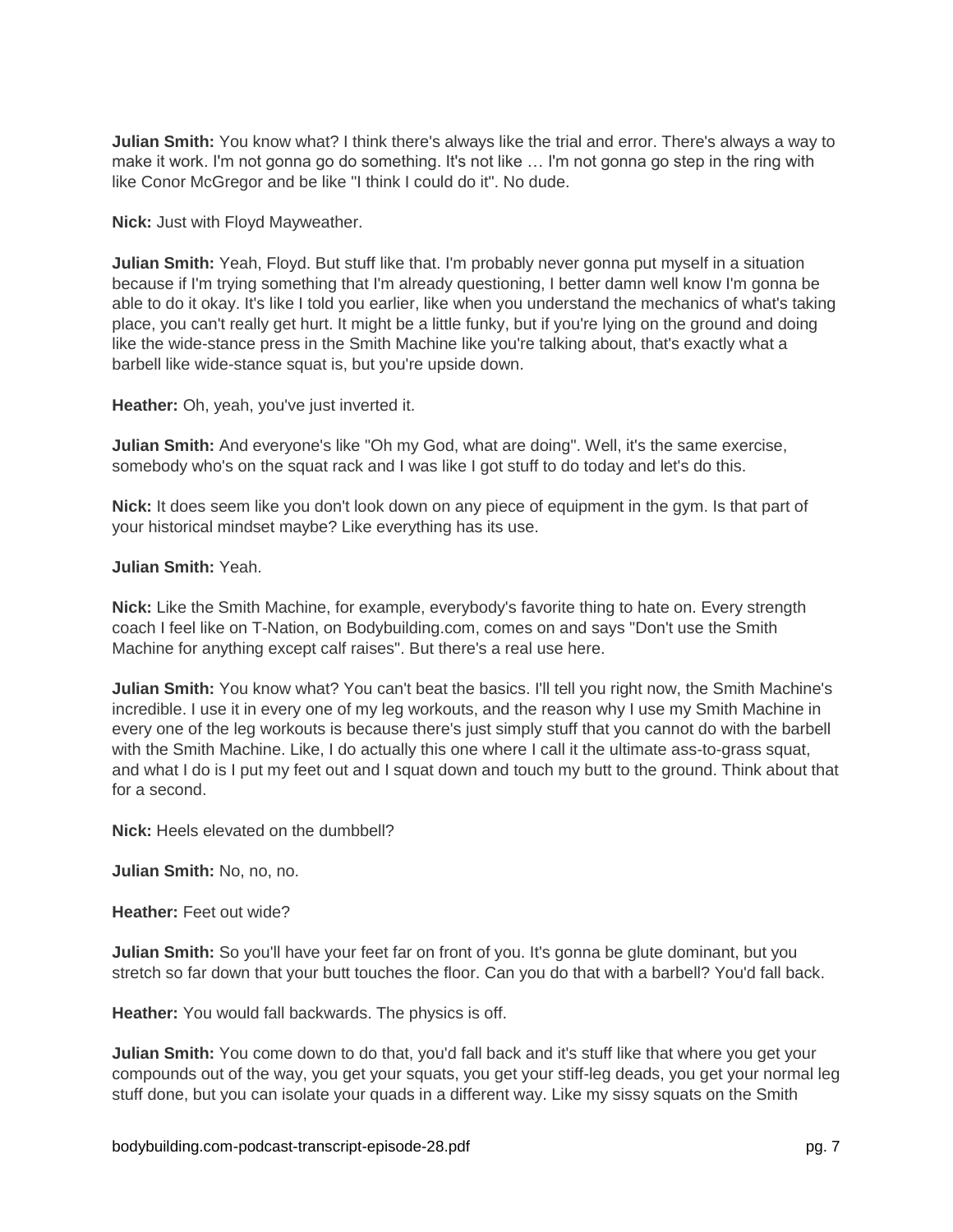**Julian Smith:** You know what? I think there's always like the trial and error. There's always a way to make it work. I'm not gonna go do something. It's not like … I'm not gonna go step in the ring with like Conor McGregor and be like "I think I could do it". No dude.

**Nick:** Just with Floyd Mayweather.

**Julian Smith:** Yeah, Floyd. But stuff like that. I'm probably never gonna put myself in a situation because if I'm trying something that I'm already questioning, I better damn well know I'm gonna be able to do it okay. It's like I told you earlier, like when you understand the mechanics of what's taking place, you can't really get hurt. It might be a little funky, but if you're lying on the ground and doing like the wide-stance press in the Smith Machine like you're talking about, that's exactly what a barbell like wide-stance squat is, but you're upside down.

**Heather:** Oh, yeah, you've just inverted it.

**Julian Smith:** And everyone's like "Oh my God, what are doing". Well, it's the same exercise, somebody who's on the squat rack and I was like I got stuff to do today and let's do this.

**Nick:** It does seem like you don't look down on any piece of equipment in the gym. Is that part of your historical mindset maybe? Like everything has its use.

**Julian Smith:** Yeah.

**Nick:** Like the Smith Machine, for example, everybody's favorite thing to hate on. Every strength coach I feel like on T-Nation, on Bodybuilding.com, comes on and says "Don't use the Smith Machine for anything except calf raises". But there's a real use here.

**Julian Smith:** You know what? You can't beat the basics. I'll tell you right now, the Smith Machine's incredible. I use it in every one of my leg workouts, and the reason why I use my Smith Machine in every one of the leg workouts is because there's just simply stuff that you cannot do with the barbell with the Smith Machine. Like, I do actually this one where I call it the ultimate ass-to-grass squat, and what I do is I put my feet out and I squat down and touch my butt to the ground. Think about that for a second.

**Nick:** Heels elevated on the dumbbell?

**Julian Smith:** No, no, no.

**Heather:** Feet out wide?

**Julian Smith:** So you'll have your feet far on front of you. It's gonna be glute dominant, but you stretch so far down that your butt touches the floor. Can you do that with a barbell? You'd fall back.

**Heather:** You would fall backwards. The physics is off.

**Julian Smith:** You come down to do that, you'd fall back and it's stuff like that where you get your compounds out of the way, you get your squats, you get your stiff-leg deads, you get your normal leg stuff done, but you can isolate your quads in a different way. Like my sissy squats on the Smith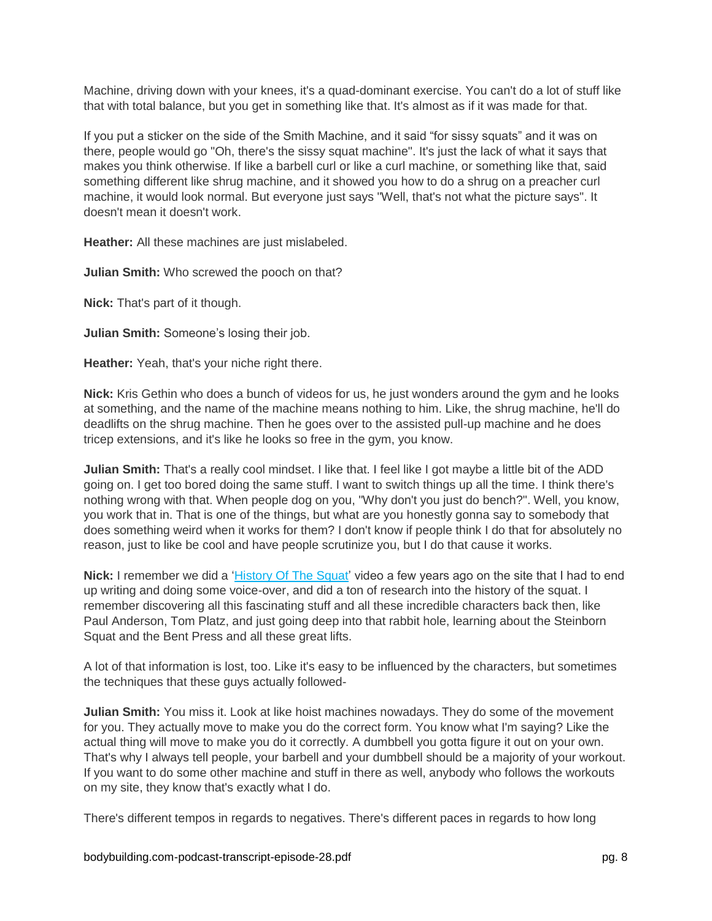Machine, driving down with your knees, it's a quad-dominant exercise. You can't do a lot of stuff like that with total balance, but you get in something like that. It's almost as if it was made for that.

If you put a sticker on the side of the Smith Machine, and it said “for sissy squats” and it was on there, people would go "Oh, there's the sissy squat machine". It's just the lack of what it says that makes you think otherwise. If like a barbell curl or like a curl machine, or something like that, said something different like shrug machine, and it showed you how to do a shrug on a preacher curl machine, it would look normal. But everyone just says "Well, that's not what the picture says". It doesn't mean it doesn't work.

**Heather:** All these machines are just mislabeled.

**Julian Smith:** Who screwed the pooch on that?

**Nick:** That's part of it though.

**Julian Smith:** Someone’s losing their job.

**Heather:** Yeah, that's your niche right there.

**Nick:** Kris Gethin who does a bunch of videos for us, he just wonders around the gym and he looks at something, and the name of the machine means nothing to him. Like, the shrug machine, he'll do deadlifts on the shrug machine. Then he goes over to the assisted pull-up machine and he does tricep extensions, and it's like he looks so free in the gym, you know.

**Julian Smith:** That's a really cool mindset. I like that. I feel like I got maybe a little bit of the ADD going on. I get too bored doing the same stuff. I want to switch things up all the time. I think there's nothing wrong with that. When people dog on you, "Why don't you just do bench?". Well, you know, you work that in. That is one of the things, but what are you honestly gonna say to somebody that does something weird when it works for them? I don't know if people think I do that for absolutely no reason, just to like be cool and have people scrutinize you, but I do that cause it works.

**Nick:** I remember we did a 'History Of The Squat' video a few years ago on the site that I had to end up writing and doing some voice-over, and did a ton of research into the history of the squat. I remember discovering all this fascinating stuff and all these incredible characters back then, like Paul Anderson, Tom Platz, and just going deep into that rabbit hole, learning about the Steinborn Squat and the Bent Press and all these great lifts.

A lot of that information is lost, too. Like it's easy to be influenced by the characters, but sometimes the techniques that these guys actually followed-

**Julian Smith:** You miss it. Look at like hoist machines nowadays. They do some of the movement for you. They actually move to make you do the correct form. You know what I'm saying? Like the actual thing will move to make you do it correctly. A dumbbell you gotta figure it out on your own. That's why I always tell people, your barbell and your dumbbell should be a majority of your workout. If you want to do some other machine and stuff in there as well, anybody who follows the workouts on my site, they know that's exactly what I do.

There's different tempos in regards to negatives. There's different paces in regards to how long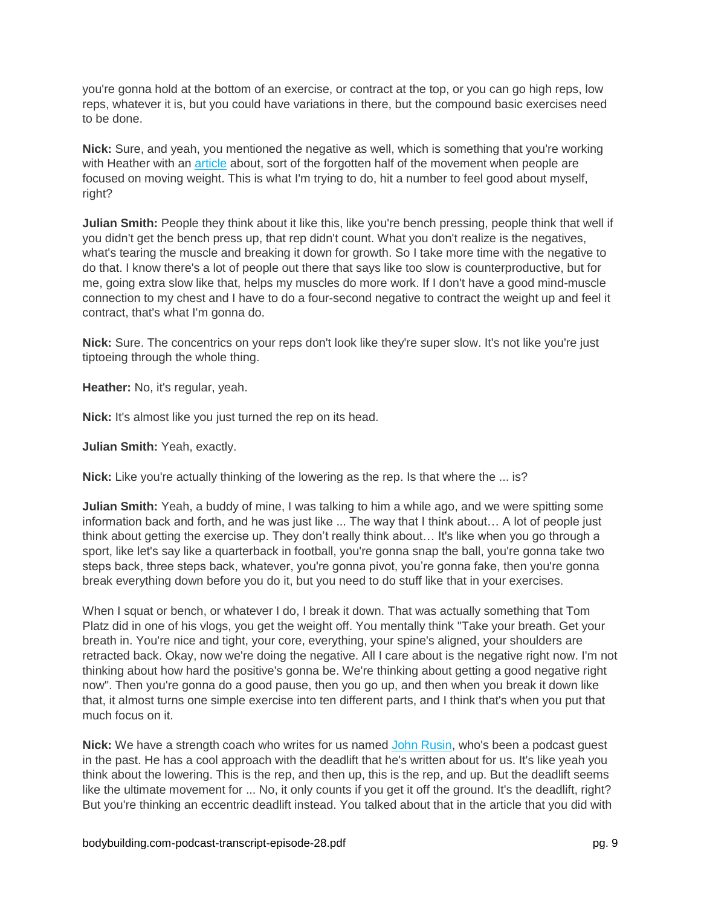you're gonna hold at the bottom of an exercise, or contract at the top, or you can go high reps, low reps, whatever it is, but you could have variations in there, but the compound basic exercises need to be done.

**Nick:** Sure, and yeah, you mentioned the negative as well, which is something that you're working with Heather with an article about, sort of the forgotten half of the movement when people are focused on moving weight. This is what I'm trying to do, hit a number to feel good about myself, right?

**Julian Smith:** People they think about it like this, like you're bench pressing, people think that well if you didn't get the bench press up, that rep didn't count. What you don't realize is the negatives, what's tearing the muscle and breaking it down for growth. So I take more time with the negative to do that. I know there's a lot of people out there that says like too slow is counterproductive, but for me, going extra slow like that, helps my muscles do more work. If I don't have a good mind-muscle connection to my chest and I have to do a four-second negative to contract the weight up and feel it contract, that's what I'm gonna do.

**Nick:** Sure. The concentrics on your reps don't look like they're super slow. It's not like you're just tiptoeing through the whole thing.

**Heather:** No, it's regular, yeah.

**Nick:** It's almost like you just turned the rep on its head.

**Julian Smith:** Yeah, exactly.

**Nick:** Like you're actually thinking of the lowering as the rep. Is that where the ... is?

**Julian Smith:** Yeah, a buddy of mine, I was talking to him a while ago, and we were spitting some information back and forth, and he was just like ... The way that I think about… A lot of people just think about getting the exercise up. They don't really think about… It's like when you go through a sport, like let's say like a quarterback in football, you're gonna snap the ball, you're gonna take two steps back, three steps back, whatever, you're gonna pivot, you're gonna fake, then you're gonna break everything down before you do it, but you need to do stuff like that in your exercises.

When I squat or bench, or whatever I do, I break it down. That was actually something that Tom Platz did in one of his vlogs, you get the weight off. You mentally think "Take your breath. Get your breath in. You're nice and tight, your core, everything, your spine's aligned, your shoulders are retracted back. Okay, now we're doing the negative. All I care about is the negative right now. I'm not thinking about how hard the positive's gonna be. We're thinking about getting a good negative right now". Then you're gonna do a good pause, then you go up, and then when you break it down like that, it almost turns one simple exercise into ten different parts, and I think that's when you put that much focus on it.

**Nick:** We have a strength coach who writes for us named John Rusin, who's been a podcast guest in the past. He has a cool approach with the deadlift that he's written about for us. It's like yeah you think about the lowering. This is the rep, and then up, this is the rep, and up. But the deadlift seems like the ultimate movement for ... No, it only counts if you get it off the ground. It's the deadlift, right? But you're thinking an eccentric deadlift instead. You talked about that in the article that you did with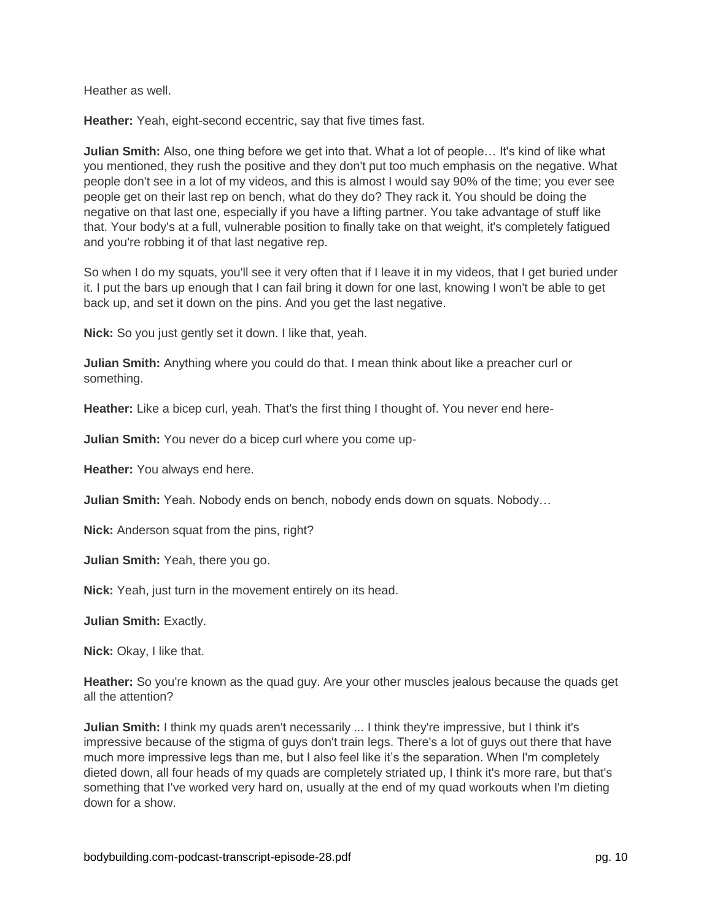Heather as well.

**Heather:** Yeah, eight-second eccentric, say that five times fast.

**Julian Smith:** Also, one thing before we get into that. What a lot of people… It's kind of like what you mentioned, they rush the positive and they don't put too much emphasis on the negative. What people don't see in a lot of my videos, and this is almost I would say 90% of the time; you ever see people get on their last rep on bench, what do they do? They rack it. You should be doing the negative on that last one, especially if you have a lifting partner. You take advantage of stuff like that. Your body's at a full, vulnerable position to finally take on that weight, it's completely fatigued and you're robbing it of that last negative rep.

So when I do my squats, you'll see it very often that if I leave it in my videos, that I get buried under it. I put the bars up enough that I can fail bring it down for one last, knowing I won't be able to get back up, and set it down on the pins. And you get the last negative.

**Nick:** So you just gently set it down. I like that, yeah.

**Julian Smith:** Anything where you could do that. I mean think about like a preacher curl or something.

**Heather:** Like a bicep curl, yeah. That's the first thing I thought of. You never end here-

**Julian Smith:** You never do a bicep curl where you come up-

**Heather:** You always end here.

**Julian Smith:** Yeah. Nobody ends on bench, nobody ends down on squats. Nobody…

**Nick:** Anderson squat from the pins, right?

**Julian Smith:** Yeah, there you go.

**Nick:** Yeah, just turn in the movement entirely on its head.

**Julian Smith:** Exactly.

**Nick:** Okay, I like that.

**Heather:** So you're known as the quad guy. Are your other muscles jealous because the quads get all the attention?

**Julian Smith:** I think my quads aren't necessarily ... I think they're impressive, but I think it's impressive because of the stigma of guys don't train legs. There's a lot of guys out there that have much more impressive legs than me, but I also feel like it's the separation. When I'm completely dieted down, all four heads of my quads are completely striated up, I think it's more rare, but that's something that I've worked very hard on, usually at the end of my quad workouts when I'm dieting down for a show.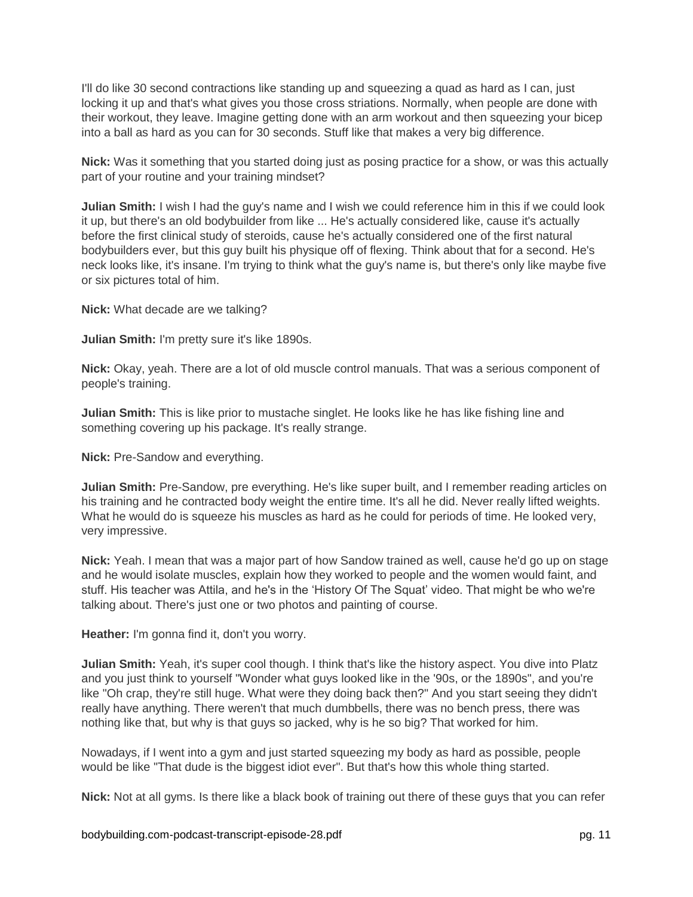I'll do like 30 second contractions like standing up and squeezing a quad as hard as I can, just locking it up and that's what gives you those cross striations. Normally, when people are done with their workout, they leave. Imagine getting done with an arm workout and then squeezing your bicep into a ball as hard as you can for 30 seconds. Stuff like that makes a very big difference.

**Nick:** Was it something that you started doing just as posing practice for a show, or was this actually part of your routine and your training mindset?

**Julian Smith:** I wish I had the guy's name and I wish we could reference him in this if we could look it up, but there's an old bodybuilder from like ... He's actually considered like, cause it's actually before the first clinical study of steroids, cause he's actually considered one of the first natural bodybuilders ever, but this guy built his physique off of flexing. Think about that for a second. He's neck looks like, it's insane. I'm trying to think what the guy's name is, but there's only like maybe five or six pictures total of him.

**Nick:** What decade are we talking?

**Julian Smith:** I'm pretty sure it's like 1890s.

**Nick:** Okay, yeah. There are a lot of old muscle control manuals. That was a serious component of people's training.

**Julian Smith:** This is like prior to mustache singlet. He looks like he has like fishing line and something covering up his package. It's really strange.

**Nick:** Pre-Sandow and everything.

**Julian Smith:** Pre-Sandow, pre everything. He's like super built, and I remember reading articles on his training and he contracted body weight the entire time. It's all he did. Never really lifted weights. What he would do is squeeze his muscles as hard as he could for periods of time. He looked very, very impressive.

**Nick:** Yeah. I mean that was a major part of how Sandow trained as well, cause he'd go up on stage and he would isolate muscles, explain how they worked to people and the women would faint, and stuff. His teacher was Attila, and he's in the 'History Of The Squat' video. That might be who we're talking about. There's just one or two photos and painting of course.

**Heather:** I'm gonna find it, don't you worry.

**Julian Smith:** Yeah, it's super cool though. I think that's like the history aspect. You dive into Platz and you just think to yourself "Wonder what guys looked like in the '90s, or the 1890s", and you're like "Oh crap, they're still huge. What were they doing back then?" And you start seeing they didn't really have anything. There weren't that much dumbbells, there was no bench press, there was nothing like that, but why is that guys so jacked, why is he so big? That worked for him.

Nowadays, if I went into a gym and just started squeezing my body as hard as possible, people would be like "That dude is the biggest idiot ever". But that's how this whole thing started.

**Nick:** Not at all gyms. Is there like a black book of training out there of these guys that you can refer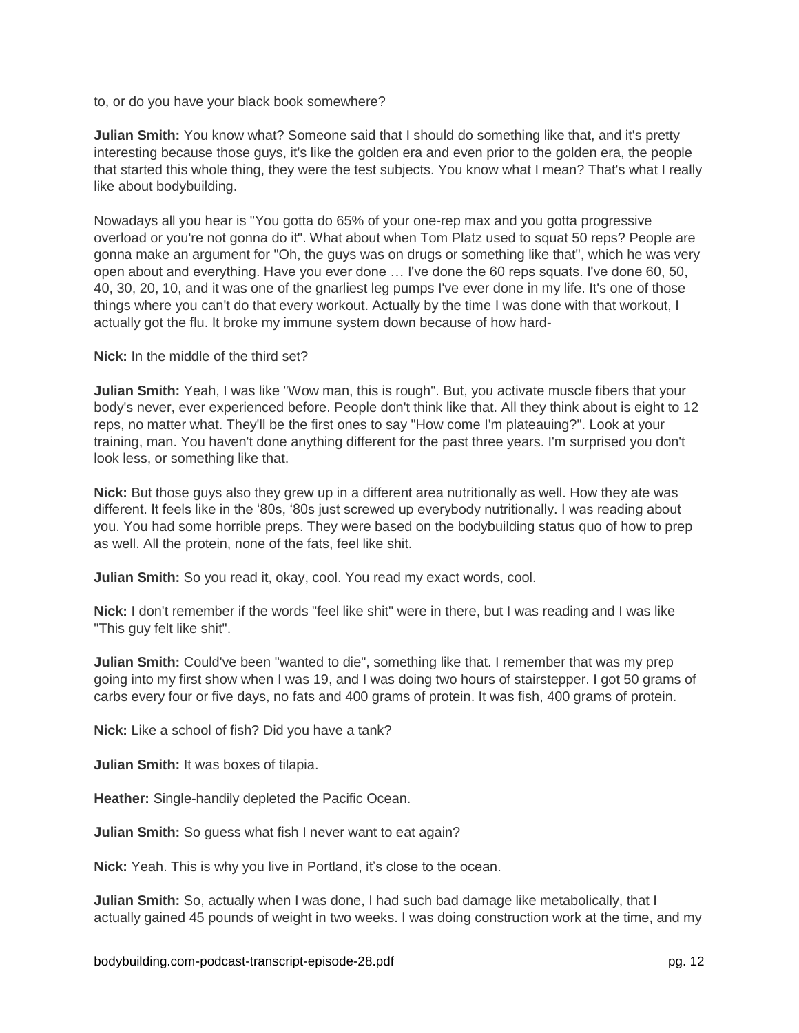to, or do you have your black book somewhere?

**Julian Smith:** You know what? Someone said that I should do something like that, and it's pretty interesting because those guys, it's like the golden era and even prior to the golden era, the people that started this whole thing, they were the test subjects. You know what I mean? That's what I really like about bodybuilding.

Nowadays all you hear is "You gotta do 65% of your one-rep max and you gotta progressive overload or you're not gonna do it". What about when Tom Platz used to squat 50 reps? People are gonna make an argument for "Oh, the guys was on drugs or something like that", which he was very open about and everything. Have you ever done … I've done the 60 reps squats. I've done 60, 50, 40, 30, 20, 10, and it was one of the gnarliest leg pumps I've ever done in my life. It's one of those things where you can't do that every workout. Actually by the time I was done with that workout, I actually got the flu. It broke my immune system down because of how hard-

**Nick:** In the middle of the third set?

**Julian Smith:** Yeah, I was like "Wow man, this is rough". But, you activate muscle fibers that your body's never, ever experienced before. People don't think like that. All they think about is eight to 12 reps, no matter what. They'll be the first ones to say "How come I'm plateauing?". Look at your training, man. You haven't done anything different for the past three years. I'm surprised you don't look less, or something like that.

**Nick:** But those guys also they grew up in a different area nutritionally as well. How they ate was different. It feels like in the '80s, '80s just screwed up everybody nutritionally. I was reading about you. You had some horrible preps. They were based on the bodybuilding status quo of how to prep as well. All the protein, none of the fats, feel like shit.

**Julian Smith:** So you read it, okay, cool. You read my exact words, cool.

**Nick:** I don't remember if the words "feel like shit" were in there, but I was reading and I was like "This guy felt like shit".

**Julian Smith:** Could've been "wanted to die", something like that. I remember that was my prep going into my first show when I was 19, and I was doing two hours of stairstepper. I got 50 grams of carbs every four or five days, no fats and 400 grams of protein. It was fish, 400 grams of protein.

**Nick:** Like a school of fish? Did you have a tank?

**Julian Smith:** It was boxes of tilapia.

**Heather:** Single-handily depleted the Pacific Ocean.

**Julian Smith:** So guess what fish I never want to eat again?

**Nick:** Yeah. This is why you live in Portland, it's close to the ocean.

**Julian Smith:** So, actually when I was done, I had such bad damage like metabolically, that I actually gained 45 pounds of weight in two weeks. I was doing construction work at the time, and my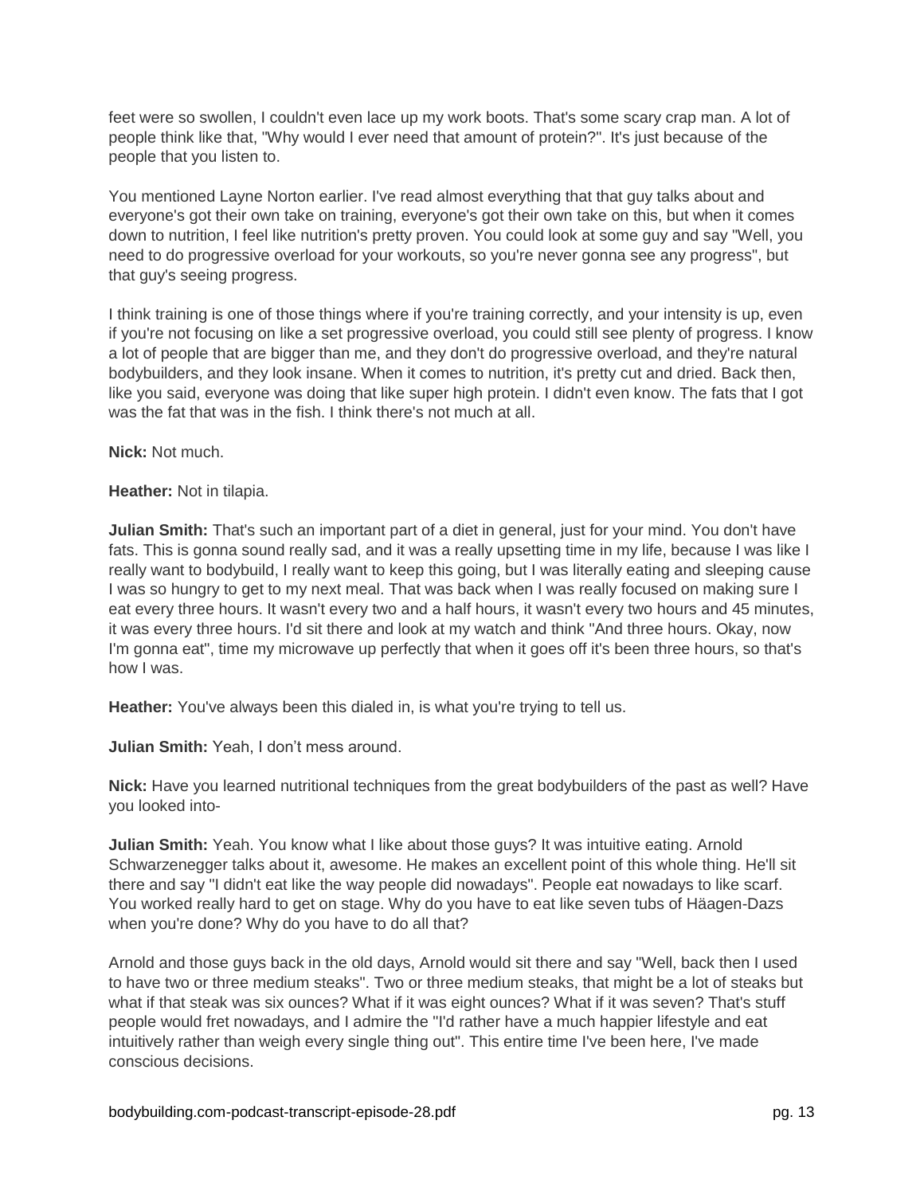feet were so swollen, I couldn't even lace up my work boots. That's some scary crap man. A lot of people think like that, "Why would I ever need that amount of protein?". It's just because of the people that you listen to.

You mentioned Layne Norton earlier. I've read almost everything that that guy talks about and everyone's got their own take on training, everyone's got their own take on this, but when it comes down to nutrition, I feel like nutrition's pretty proven. You could look at some guy and say "Well, you need to do progressive overload for your workouts, so you're never gonna see any progress", but that guy's seeing progress.

I think training is one of those things where if you're training correctly, and your intensity is up, even if you're not focusing on like a set progressive overload, you could still see plenty of progress. I know a lot of people that are bigger than me, and they don't do progressive overload, and they're natural bodybuilders, and they look insane. When it comes to nutrition, it's pretty cut and dried. Back then, like you said, everyone was doing that like super high protein. I didn't even know. The fats that I got was the fat that was in the fish. I think there's not much at all.

**Nick:** Not much.

**Heather:** Not in tilapia.

**Julian Smith:** That's such an important part of a diet in general, just for your mind. You don't have fats. This is gonna sound really sad, and it was a really upsetting time in my life, because I was like I really want to bodybuild, I really want to keep this going, but I was literally eating and sleeping cause I was so hungry to get to my next meal. That was back when I was really focused on making sure I eat every three hours. It wasn't every two and a half hours, it wasn't every two hours and 45 minutes, it was every three hours. I'd sit there and look at my watch and think "And three hours. Okay, now I'm gonna eat", time my microwave up perfectly that when it goes off it's been three hours, so that's how I was.

**Heather:** You've always been this dialed in, is what you're trying to tell us.

**Julian Smith:** Yeah, I don’t mess around.

**Nick:** Have you learned nutritional techniques from the great bodybuilders of the past as well? Have you looked into-

**Julian Smith:** Yeah. You know what I like about those guys? It was intuitive eating. Arnold Schwarzenegger talks about it, awesome. He makes an excellent point of this whole thing. He'll sit there and say "I didn't eat like the way people did nowadays". People eat nowadays to like scarf. You worked really hard to get on stage. Why do you have to eat like seven tubs of Häagen-Dazs when you're done? Why do you have to do all that?

Arnold and those guys back in the old days, Arnold would sit there and say "Well, back then I used to have two or three medium steaks". Two or three medium steaks, that might be a lot of steaks but what if that steak was six ounces? What if it was eight ounces? What if it was seven? That's stuff people would fret nowadays, and I admire the "I'd rather have a much happier lifestyle and eat intuitively rather than weigh every single thing out". This entire time I've been here, I've made conscious decisions.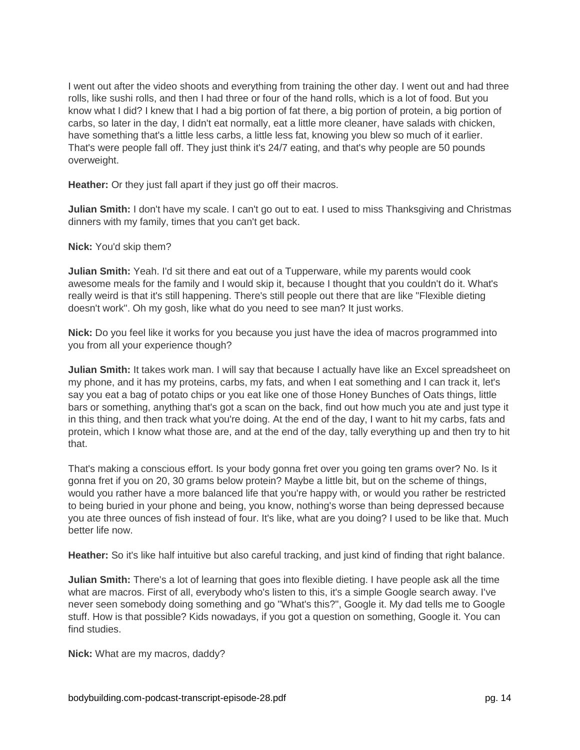I went out after the video shoots and everything from training the other day. I went out and had three rolls, like sushi rolls, and then I had three or four of the hand rolls, which is a lot of food. But you know what I did? I knew that I had a big portion of fat there, a big portion of protein, a big portion of carbs, so later in the day, I didn't eat normally, eat a little more cleaner, have salads with chicken, have something that's a little less carbs, a little less fat, knowing you blew so much of it earlier. That's were people fall off. They just think it's 24/7 eating, and that's why people are 50 pounds overweight.

**Heather:** Or they just fall apart if they just go off their macros.

**Julian Smith:** I don't have my scale. I can't go out to eat. I used to miss Thanksgiving and Christmas dinners with my family, times that you can't get back.

**Nick:** You'd skip them?

**Julian Smith:** Yeah. I'd sit there and eat out of a Tupperware, while my parents would cook awesome meals for the family and I would skip it, because I thought that you couldn't do it. What's really weird is that it's still happening. There's still people out there that are like "Flexible dieting doesn't work". Oh my gosh, like what do you need to see man? It just works.

**Nick:** Do you feel like it works for you because you just have the idea of macros programmed into you from all your experience though?

**Julian Smith:** It takes work man. I will say that because I actually have like an Excel spreadsheet on my phone, and it has my proteins, carbs, my fats, and when I eat something and I can track it, let's say you eat a bag of potato chips or you eat like one of those Honey Bunches of Oats things, little bars or something, anything that's got a scan on the back, find out how much you ate and just type it in this thing, and then track what you're doing. At the end of the day, I want to hit my carbs, fats and protein, which I know what those are, and at the end of the day, tally everything up and then try to hit that.

That's making a conscious effort. Is your body gonna fret over you going ten grams over? No. Is it gonna fret if you on 20, 30 grams below protein? Maybe a little bit, but on the scheme of things, would you rather have a more balanced life that you're happy with, or would you rather be restricted to being buried in your phone and being, you know, nothing's worse than being depressed because you ate three ounces of fish instead of four. It's like, what are you doing? I used to be like that. Much better life now.

**Heather:** So it's like half intuitive but also careful tracking, and just kind of finding that right balance.

**Julian Smith:** There's a lot of learning that goes into flexible dieting. I have people ask all the time what are macros. First of all, everybody who's listen to this, it's a simple Google search away. I've never seen somebody doing something and go "What's this?", Google it. My dad tells me to Google stuff. How is that possible? Kids nowadays, if you got a question on something, Google it. You can find studies.

**Nick:** What are my macros, daddy?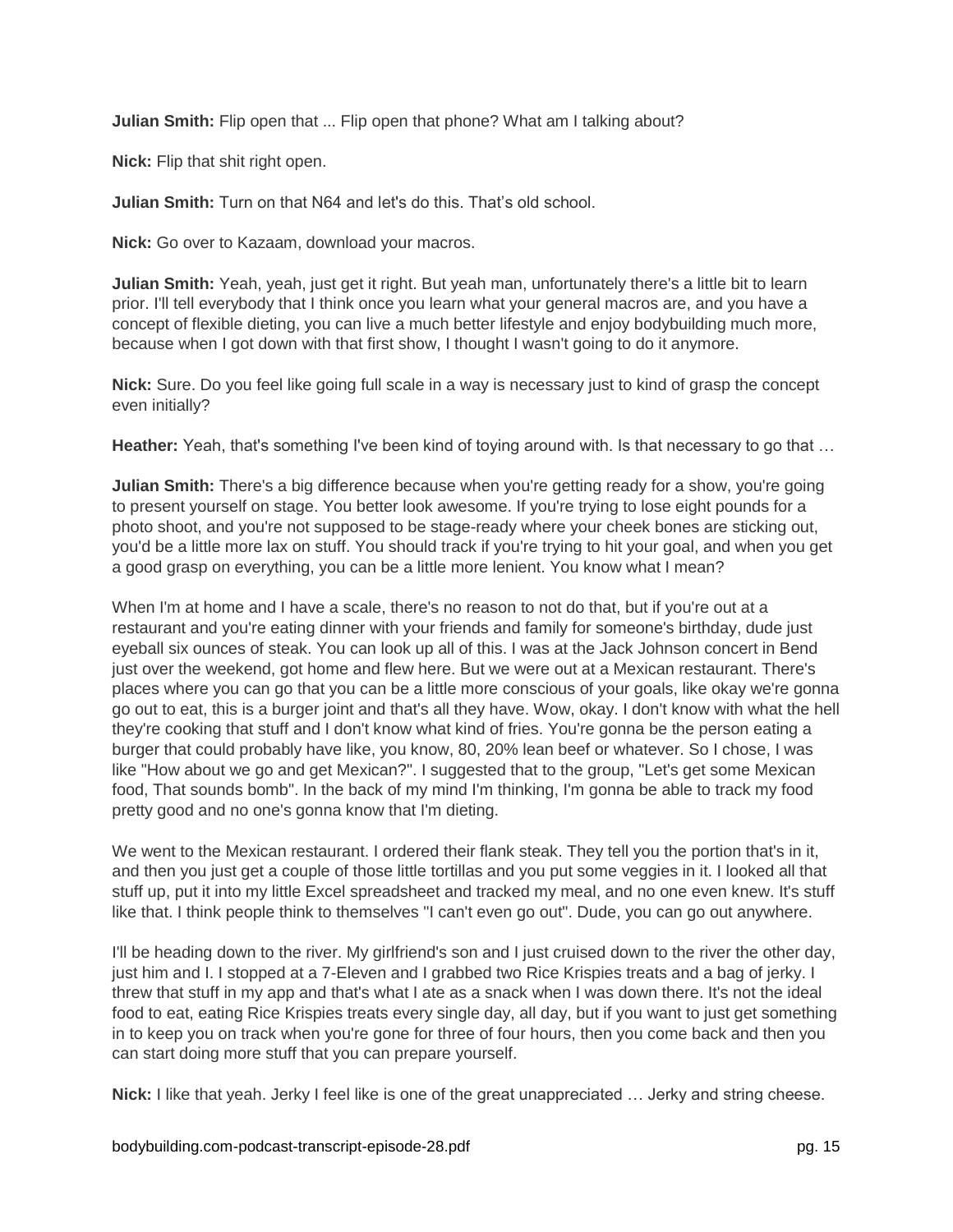**Julian Smith:** Flip open that ... Flip open that phone? What am I talking about?

**Nick:** Flip that shit right open.

**Julian Smith:** Turn on that N64 and let's do this. That's old school.

**Nick:** Go over to Kazaam, download your macros.

**Julian Smith:** Yeah, yeah, just get it right. But yeah man, unfortunately there's a little bit to learn prior. I'll tell everybody that I think once you learn what your general macros are, and you have a concept of flexible dieting, you can live a much better lifestyle and enjoy bodybuilding much more, because when I got down with that first show, I thought I wasn't going to do it anymore.

**Nick:** Sure. Do you feel like going full scale in a way is necessary just to kind of grasp the concept even initially?

**Heather:** Yeah, that's something I've been kind of toying around with. Is that necessary to go that …

**Julian Smith:** There's a big difference because when you're getting ready for a show, you're going to present yourself on stage. You better look awesome. If you're trying to lose eight pounds for a photo shoot, and you're not supposed to be stage-ready where your cheek bones are sticking out, you'd be a little more lax on stuff. You should track if you're trying to hit your goal, and when you get a good grasp on everything, you can be a little more lenient. You know what I mean?

When I'm at home and I have a scale, there's no reason to not do that, but if you're out at a restaurant and you're eating dinner with your friends and family for someone's birthday, dude just eyeball six ounces of steak. You can look up all of this. I was at the Jack Johnson concert in Bend just over the weekend, got home and flew here. But we were out at a Mexican restaurant. There's places where you can go that you can be a little more conscious of your goals, like okay we're gonna go out to eat, this is a burger joint and that's all they have. Wow, okay. I don't know with what the hell they're cooking that stuff and I don't know what kind of fries. You're gonna be the person eating a burger that could probably have like, you know, 80, 20% lean beef or whatever. So I chose, I was like "How about we go and get Mexican?". I suggested that to the group, "Let's get some Mexican food, That sounds bomb". In the back of my mind I'm thinking, I'm gonna be able to track my food pretty good and no one's gonna know that I'm dieting.

We went to the Mexican restaurant. I ordered their flank steak. They tell you the portion that's in it, and then you just get a couple of those little tortillas and you put some veggies in it. I looked all that stuff up, put it into my little Excel spreadsheet and tracked my meal, and no one even knew. It's stuff like that. I think people think to themselves "I can't even go out". Dude, you can go out anywhere.

I'll be heading down to the river. My girlfriend's son and I just cruised down to the river the other day, just him and I. I stopped at a 7-Eleven and I grabbed two Rice Krispies treats and a bag of jerky. I threw that stuff in my app and that's what I ate as a snack when I was down there. It's not the ideal food to eat, eating Rice Krispies treats every single day, all day, but if you want to just get something in to keep you on track when you're gone for three of four hours, then you come back and then you can start doing more stuff that you can prepare yourself.

**Nick:** I like that yeah. Jerky I feel like is one of the great unappreciated … Jerky and string cheese.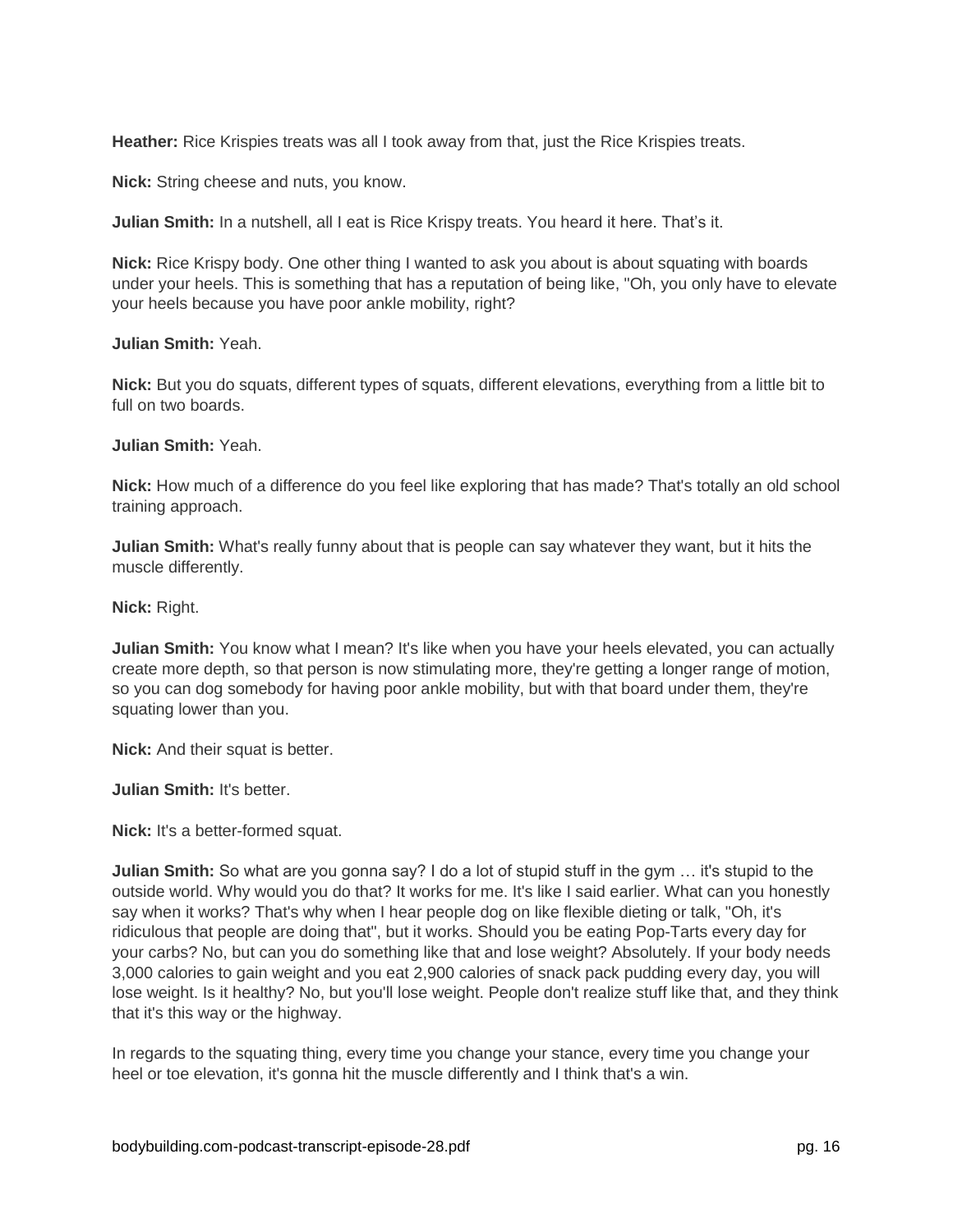**Heather:** Rice Krispies treats was all I took away from that, just the Rice Krispies treats.

**Nick:** String cheese and nuts, you know.

**Julian Smith:** In a nutshell, all I eat is Rice Krispy treats. You heard it here. That's it.

**Nick:** Rice Krispy body. One other thing I wanted to ask you about is about squating with boards under your heels. This is something that has a reputation of being like, "Oh, you only have to elevate your heels because you have poor ankle mobility, right?

**Julian Smith:** Yeah.

**Nick:** But you do squats, different types of squats, different elevations, everything from a little bit to full on two boards.

**Julian Smith:** Yeah.

**Nick:** How much of a difference do you feel like exploring that has made? That's totally an old school training approach.

**Julian Smith:** What's really funny about that is people can say whatever they want, but it hits the muscle differently.

**Nick:** Right.

**Julian Smith:** You know what I mean? It's like when you have your heels elevated, you can actually create more depth, so that person is now stimulating more, they're getting a longer range of motion, so you can dog somebody for having poor ankle mobility, but with that board under them, they're squating lower than you.

**Nick:** And their squat is better.

**Julian Smith:** It's better.

**Nick:** It's a better-formed squat.

**Julian Smith:** So what are you gonna say? I do a lot of stupid stuff in the gym … it's stupid to the outside world. Why would you do that? It works for me. It's like I said earlier. What can you honestly say when it works? That's why when I hear people dog on like flexible dieting or talk, "Oh, it's ridiculous that people are doing that", but it works. Should you be eating Pop-Tarts every day for your carbs? No, but can you do something like that and lose weight? Absolutely. If your body needs 3,000 calories to gain weight and you eat 2,900 calories of snack pack pudding every day, you will lose weight. Is it healthy? No, but you'll lose weight. People don't realize stuff like that, and they think that it's this way or the highway.

In regards to the squating thing, every time you change your stance, every time you change your heel or toe elevation, it's gonna hit the muscle differently and I think that's a win.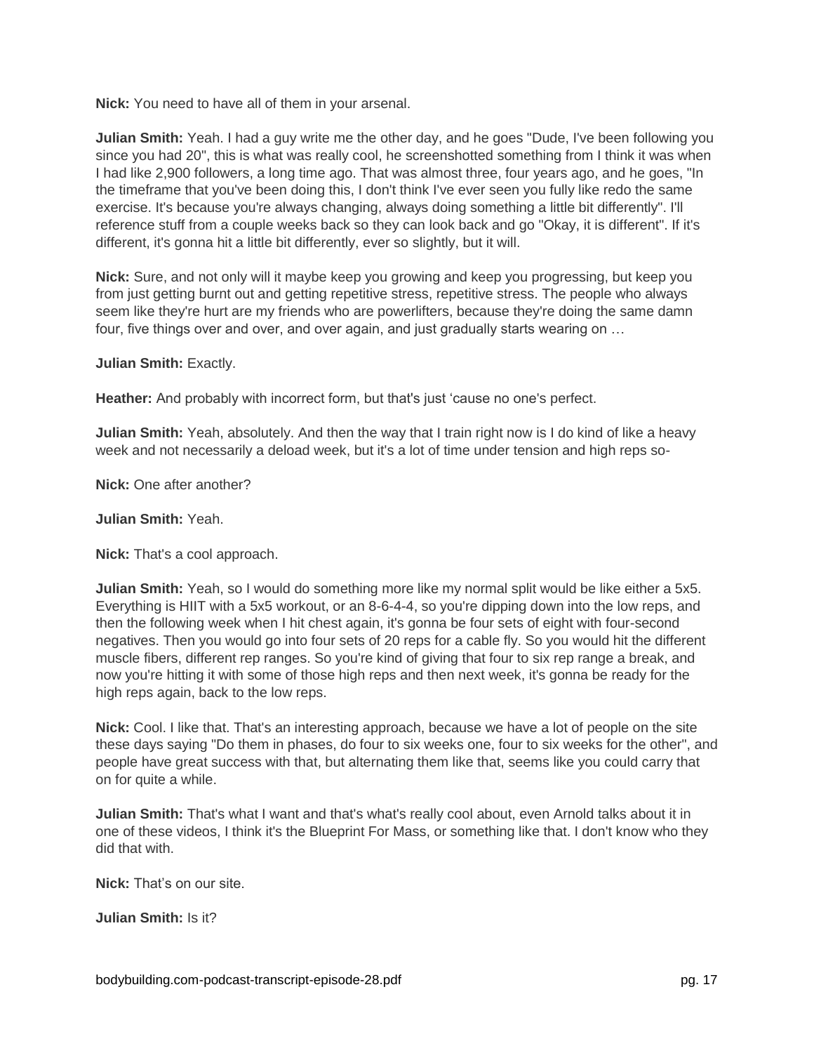**Nick:** You need to have all of them in your arsenal.

**Julian Smith:** Yeah. I had a guy write me the other day, and he goes "Dude, I've been following you since you had 20", this is what was really cool, he screenshotted something from I think it was when I had like 2,900 followers, a long time ago. That was almost three, four years ago, and he goes, "In the timeframe that you've been doing this, I don't think I've ever seen you fully like redo the same exercise. It's because you're always changing, always doing something a little bit differently". I'll reference stuff from a couple weeks back so they can look back and go "Okay, it is different". If it's different, it's gonna hit a little bit differently, ever so slightly, but it will.

**Nick:** Sure, and not only will it maybe keep you growing and keep you progressing, but keep you from just getting burnt out and getting repetitive stress, repetitive stress. The people who always seem like they're hurt are my friends who are powerlifters, because they're doing the same damn four, five things over and over, and over again, and just gradually starts wearing on …

**Julian Smith:** Exactly.

**Heather:** And probably with incorrect form, but that's just 'cause no one's perfect.

**Julian Smith:** Yeah, absolutely. And then the way that I train right now is I do kind of like a heavy week and not necessarily a deload week, but it's a lot of time under tension and high reps so-

**Nick:** One after another?

**Julian Smith:** Yeah.

**Nick:** That's a cool approach.

**Julian Smith:** Yeah, so I would do something more like my normal split would be like either a 5x5. Everything is HIIT with a 5x5 workout, or an 8-6-4-4, so you're dipping down into the low reps, and then the following week when I hit chest again, it's gonna be four sets of eight with four-second negatives. Then you would go into four sets of 20 reps for a cable fly. So you would hit the different muscle fibers, different rep ranges. So you're kind of giving that four to six rep range a break, and now you're hitting it with some of those high reps and then next week, it's gonna be ready for the high reps again, back to the low reps.

**Nick:** Cool. I like that. That's an interesting approach, because we have a lot of people on the site these days saying "Do them in phases, do four to six weeks one, four to six weeks for the other", and people have great success with that, but alternating them like that, seems like you could carry that on for quite a while.

**Julian Smith:** That's what I want and that's what's really cool about, even Arnold talks about it in one of these videos, I think it's the Blueprint For Mass, or something like that. I don't know who they did that with.

**Nick:** That's on our site.

**Julian Smith:** Is it?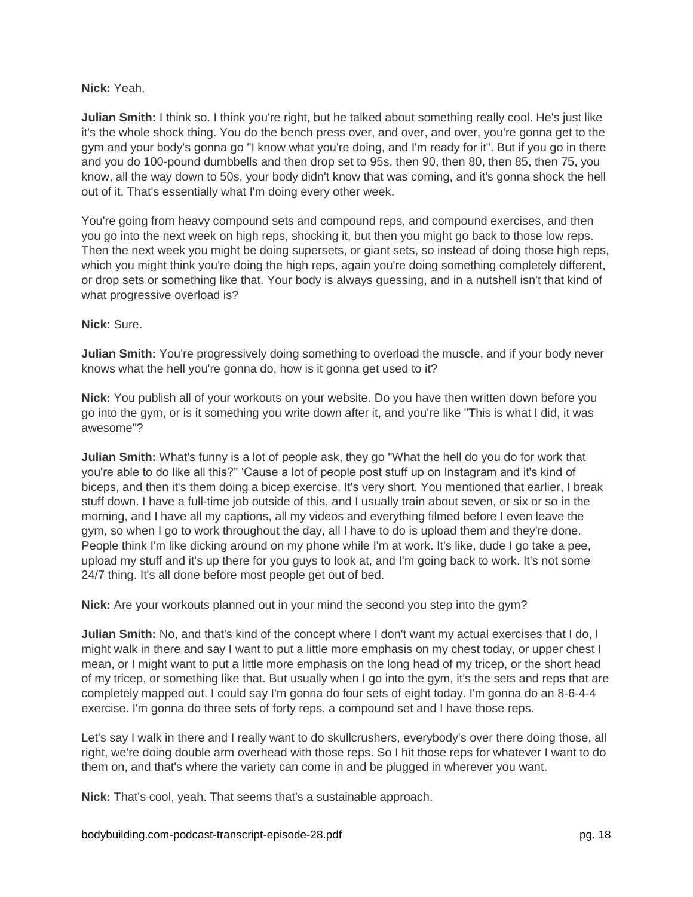**Nick:** Yeah.

**Julian Smith:** I think so. I think you're right, but he talked about something really cool. He's just like it's the whole shock thing. You do the bench press over, and over, and over, you're gonna get to the gym and your body's gonna go "I know what you're doing, and I'm ready for it". But if you go in there and you do 100-pound dumbbells and then drop set to 95s, then 90, then 80, then 85, then 75, you know, all the way down to 50s, your body didn't know that was coming, and it's gonna shock the hell out of it. That's essentially what I'm doing every other week.

You're going from heavy compound sets and compound reps, and compound exercises, and then you go into the next week on high reps, shocking it, but then you might go back to those low reps. Then the next week you might be doing supersets, or giant sets, so instead of doing those high reps, which you might think you're doing the high reps, again you're doing something completely different, or drop sets or something like that. Your body is always guessing, and in a nutshell isn't that kind of what progressive overload is?

**Nick:** Sure.

**Julian Smith:** You're progressively doing something to overload the muscle, and if your body never knows what the hell you're gonna do, how is it gonna get used to it?

**Nick:** You publish all of your workouts on your website. Do you have then written down before you go into the gym, or is it something you write down after it, and you're like "This is what I did, it was awesome"?

**Julian Smith:** What's funny is a lot of people ask, they go "What the hell do you do for work that you're able to do like all this?" 'Cause a lot of people post stuff up on Instagram and it's kind of biceps, and then it's them doing a bicep exercise. It's very short. You mentioned that earlier, I break stuff down. I have a full-time job outside of this, and I usually train about seven, or six or so in the morning, and I have all my captions, all my videos and everything filmed before I even leave the gym, so when I go to work throughout the day, all I have to do is upload them and they're done. People think I'm like dicking around on my phone while I'm at work. It's like, dude I go take a pee, upload my stuff and it's up there for you guys to look at, and I'm going back to work. It's not some 24/7 thing. It's all done before most people get out of bed.

**Nick:** Are your workouts planned out in your mind the second you step into the gym?

**Julian Smith:** No, and that's kind of the concept where I don't want my actual exercises that I do, I might walk in there and say I want to put a little more emphasis on my chest today, or upper chest I mean, or I might want to put a little more emphasis on the long head of my tricep, or the short head of my tricep, or something like that. But usually when I go into the gym, it's the sets and reps that are completely mapped out. I could say I'm gonna do four sets of eight today. I'm gonna do an 8-6-4-4 exercise. I'm gonna do three sets of forty reps, a compound set and I have those reps.

Let's say I walk in there and I really want to do skullcrushers, everybody's over there doing those, all right, we're doing double arm overhead with those reps. So I hit those reps for whatever I want to do them on, and that's where the variety can come in and be plugged in wherever you want.

**Nick:** That's cool, yeah. That seems that's a sustainable approach.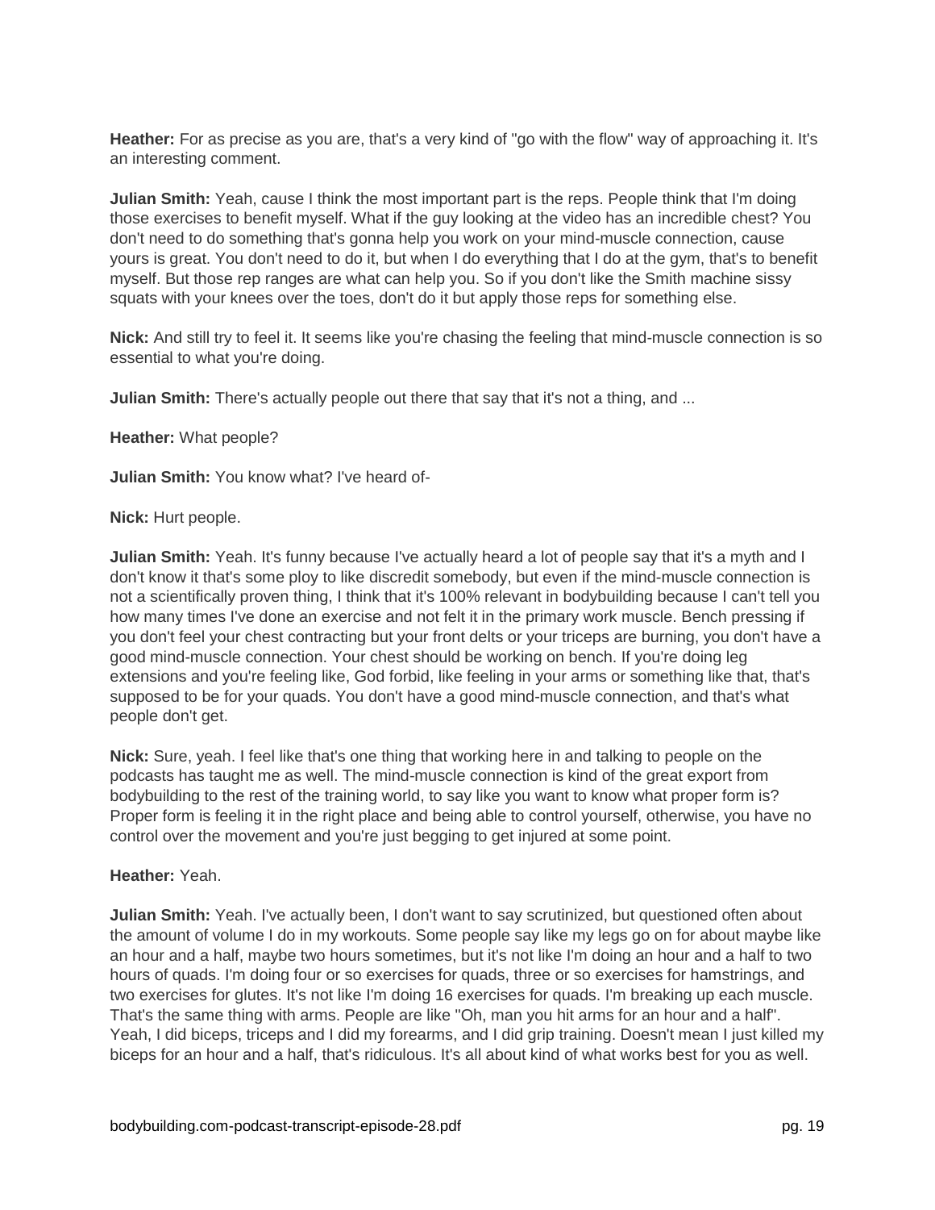**Heather:** For as precise as you are, that's a very kind of "go with the flow" way of approaching it. It's an interesting comment.

**Julian Smith:** Yeah, cause I think the most important part is the reps. People think that I'm doing those exercises to benefit myself. What if the guy looking at the video has an incredible chest? You don't need to do something that's gonna help you work on your mind-muscle connection, cause yours is great. You don't need to do it, but when I do everything that I do at the gym, that's to benefit myself. But those rep ranges are what can help you. So if you don't like the Smith machine sissy squats with your knees over the toes, don't do it but apply those reps for something else.

**Nick:** And still try to feel it. It seems like you're chasing the feeling that mind-muscle connection is so essential to what you're doing.

**Julian Smith:** There's actually people out there that say that it's not a thing, and ...

**Heather:** What people?

**Julian Smith:** You know what? I've heard of-

**Nick:** Hurt people.

**Julian Smith:** Yeah. It's funny because I've actually heard a lot of people say that it's a myth and I don't know it that's some ploy to like discredit somebody, but even if the mind-muscle connection is not a scientifically proven thing, I think that it's 100% relevant in bodybuilding because I can't tell you how many times I've done an exercise and not felt it in the primary work muscle. Bench pressing if you don't feel your chest contracting but your front delts or your triceps are burning, you don't have a good mind-muscle connection. Your chest should be working on bench. If you're doing leg extensions and you're feeling like, God forbid, like feeling in your arms or something like that, that's supposed to be for your quads. You don't have a good mind-muscle connection, and that's what people don't get.

**Nick:** Sure, yeah. I feel like that's one thing that working here in and talking to people on the podcasts has taught me as well. The mind-muscle connection is kind of the great export from bodybuilding to the rest of the training world, to say like you want to know what proper form is? Proper form is feeling it in the right place and being able to control yourself, otherwise, you have no control over the movement and you're just begging to get injured at some point.

**Heather:** Yeah.

**Julian Smith:** Yeah. I've actually been, I don't want to say scrutinized, but questioned often about the amount of volume I do in my workouts. Some people say like my legs go on for about maybe like an hour and a half, maybe two hours sometimes, but it's not like I'm doing an hour and a half to two hours of quads. I'm doing four or so exercises for quads, three or so exercises for hamstrings, and two exercises for glutes. It's not like I'm doing 16 exercises for quads. I'm breaking up each muscle. That's the same thing with arms. People are like "Oh, man you hit arms for an hour and a half". Yeah, I did biceps, triceps and I did my forearms, and I did grip training. Doesn't mean I just killed my biceps for an hour and a half, that's ridiculous. It's all about kind of what works best for you as well.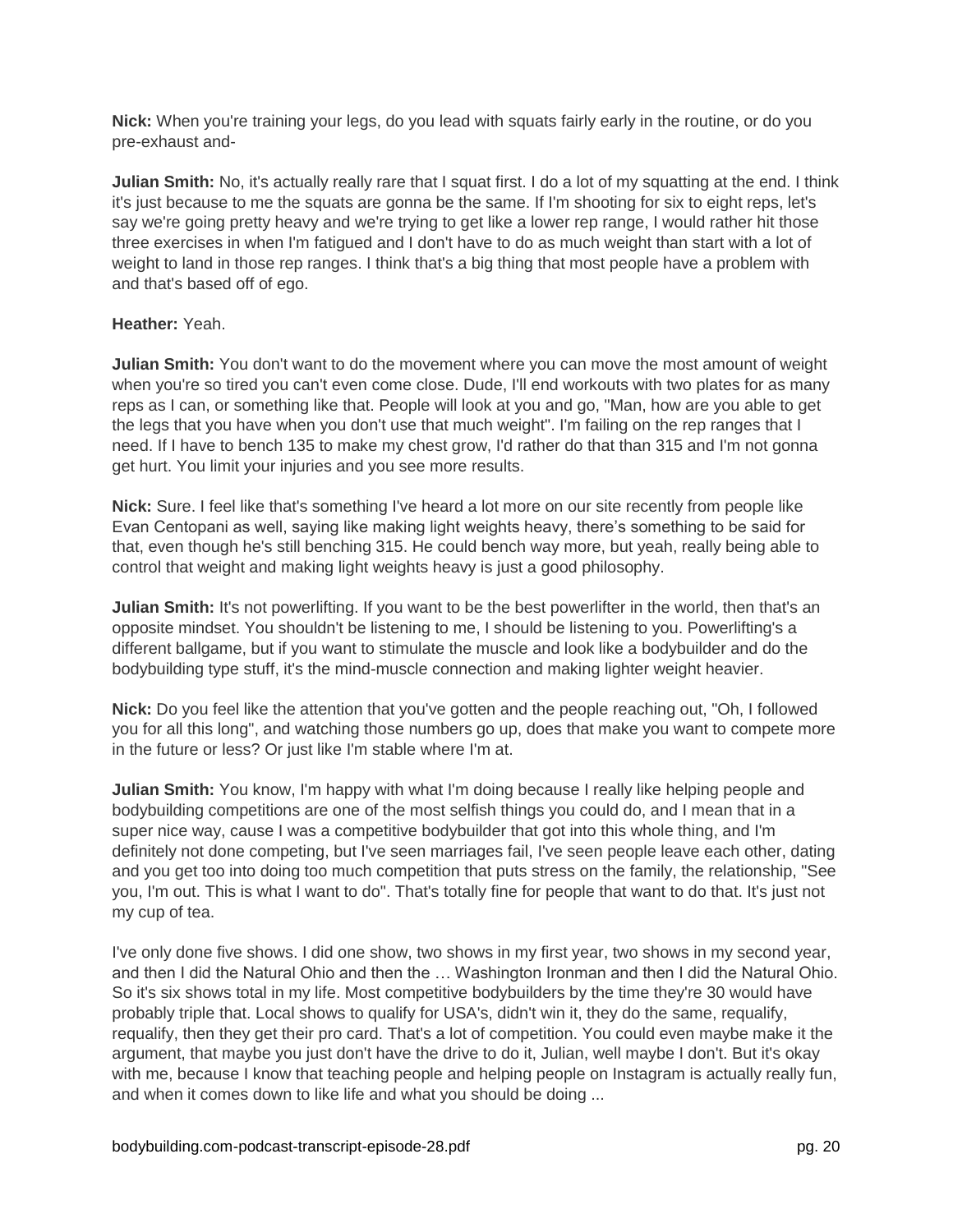**Nick:** When you're training your legs, do you lead with squats fairly early in the routine, or do you pre-exhaust and-

**Julian Smith:** No, it's actually really rare that I squat first. I do a lot of my squatting at the end. I think it's just because to me the squats are gonna be the same. If I'm shooting for six to eight reps, let's say we're going pretty heavy and we're trying to get like a lower rep range, I would rather hit those three exercises in when I'm fatigued and I don't have to do as much weight than start with a lot of weight to land in those rep ranges. I think that's a big thing that most people have a problem with and that's based off of ego.

**Heather:** Yeah.

**Julian Smith:** You don't want to do the movement where you can move the most amount of weight when you're so tired you can't even come close. Dude, I'll end workouts with two plates for as many reps as I can, or something like that. People will look at you and go, "Man, how are you able to get the legs that you have when you don't use that much weight". I'm failing on the rep ranges that I need. If I have to bench 135 to make my chest grow, I'd rather do that than 315 and I'm not gonna get hurt. You limit your injuries and you see more results.

**Nick:** Sure. I feel like that's something I've heard a lot more on our site recently from people like Evan Centopani as well, saying like making light weights heavy, there's something to be said for that, even though he's still benching 315. He could bench way more, but yeah, really being able to control that weight and making light weights heavy is just a good philosophy.

**Julian Smith:** It's not powerlifting. If you want to be the best powerlifter in the world, then that's an opposite mindset. You shouldn't be listening to me, I should be listening to you. Powerlifting's a different ballgame, but if you want to stimulate the muscle and look like a bodybuilder and do the bodybuilding type stuff, it's the mind-muscle connection and making lighter weight heavier.

**Nick:** Do you feel like the attention that you've gotten and the people reaching out, "Oh, I followed you for all this long", and watching those numbers go up, does that make you want to compete more in the future or less? Or just like I'm stable where I'm at.

**Julian Smith:** You know, I'm happy with what I'm doing because I really like helping people and bodybuilding competitions are one of the most selfish things you could do, and I mean that in a super nice way, cause I was a competitive bodybuilder that got into this whole thing, and I'm definitely not done competing, but I've seen marriages fail, I've seen people leave each other, dating and you get too into doing too much competition that puts stress on the family, the relationship, "See you, I'm out. This is what I want to do". That's totally fine for people that want to do that. It's just not my cup of tea.

I've only done five shows. I did one show, two shows in my first year, two shows in my second year, and then I did the Natural Ohio and then the … Washington Ironman and then I did the Natural Ohio. So it's six shows total in my life. Most competitive bodybuilders by the time they're 30 would have probably triple that. Local shows to qualify for USA's, didn't win it, they do the same, requalify, requalify, then they get their pro card. That's a lot of competition. You could even maybe make it the argument, that maybe you just don't have the drive to do it, Julian, well maybe I don't. But it's okay with me, because I know that teaching people and helping people on Instagram is actually really fun, and when it comes down to like life and what you should be doing ...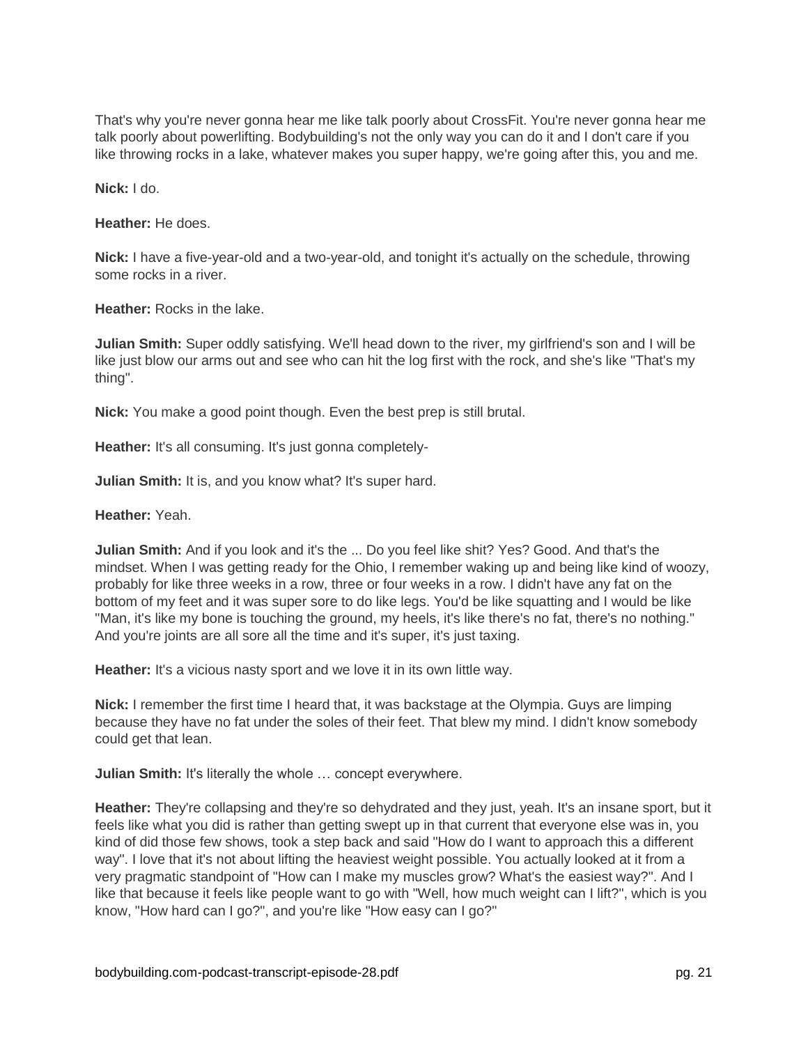That's why you're never gonna hear me like talk poorly about CrossFit. You're never gonna hear me talk poorly about powerlifting. Bodybuilding's not the only way you can do it and I don't care if you like throwing rocks in a lake, whatever makes you super happy, we're going after this, you and me.

**Nick:** I do.

**Heather:** He does.

**Nick:** I have a five-year-old and a two-year-old, and tonight it's actually on the schedule, throwing some rocks in a river.

**Heather:** Rocks in the lake.

**Julian Smith:** Super oddly satisfying. We'll head down to the river, my girlfriend's son and I will be like just blow our arms out and see who can hit the log first with the rock, and she's like "That's my thing".

**Nick:** You make a good point though. Even the best prep is still brutal.

**Heather:** It's all consuming. It's just gonna completely-

**Julian Smith:** It is, and you know what? It's super hard.

**Heather:** Yeah.

**Julian Smith:** And if you look and it's the ... Do you feel like shit? Yes? Good. And that's the mindset. When I was getting ready for the Ohio, I remember waking up and being like kind of woozy, probably for like three weeks in a row, three or four weeks in a row. I didn't have any fat on the bottom of my feet and it was super sore to do like legs. You'd be like squatting and I would be like "Man, it's like my bone is touching the ground, my heels, it's like there's no fat, there's no nothing." And you're joints are all sore all the time and it's super, it's just taxing.

**Heather:** It's a vicious nasty sport and we love it in its own little way.

**Nick:** I remember the first time I heard that, it was backstage at the Olympia. Guys are limping because they have no fat under the soles of their feet. That blew my mind. I didn't know somebody could get that lean.

**Julian Smith:** It's literally the whole … concept everywhere.

**Heather:** They're collapsing and they're so dehydrated and they just, yeah. It's an insane sport, but it feels like what you did is rather than getting swept up in that current that everyone else was in, you kind of did those few shows, took a step back and said "How do I want to approach this a different way". I love that it's not about lifting the heaviest weight possible. You actually looked at it from a very pragmatic standpoint of "How can I make my muscles grow? What's the easiest way?". And I like that because it feels like people want to go with "Well, how much weight can I lift?", which is you know, "How hard can I go?", and you're like "How easy can I go?"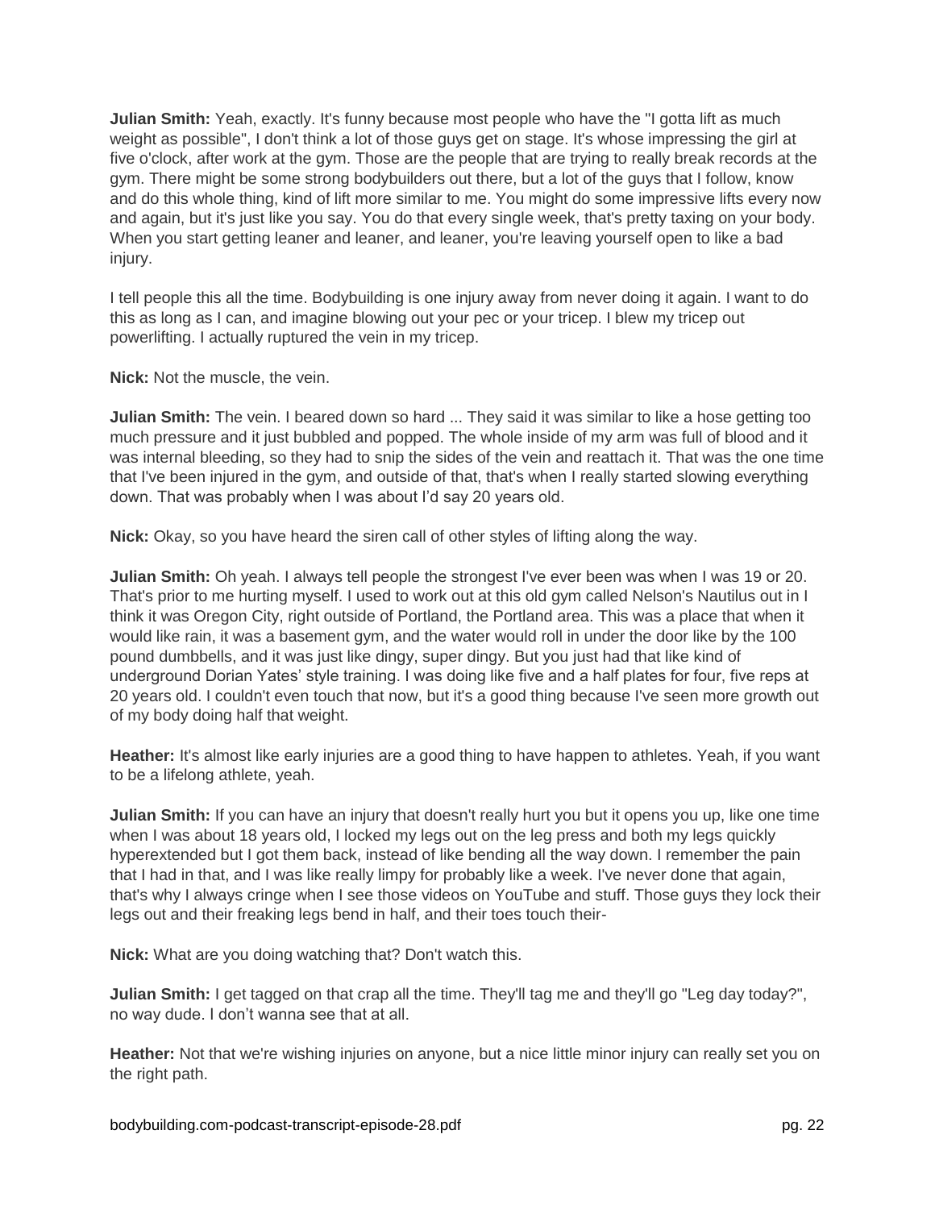**Julian Smith:** Yeah, exactly. It's funny because most people who have the "I gotta lift as much weight as possible", I don't think a lot of those guys get on stage. It's whose impressing the girl at five o'clock, after work at the gym. Those are the people that are trying to really break records at the gym. There might be some strong bodybuilders out there, but a lot of the guys that I follow, know and do this whole thing, kind of lift more similar to me. You might do some impressive lifts every now and again, but it's just like you say. You do that every single week, that's pretty taxing on your body. When you start getting leaner and leaner, and leaner, you're leaving yourself open to like a bad injury.

I tell people this all the time. Bodybuilding is one injury away from never doing it again. I want to do this as long as I can, and imagine blowing out your pec or your tricep. I blew my tricep out powerlifting. I actually ruptured the vein in my tricep.

**Nick:** Not the muscle, the vein.

**Julian Smith:** The vein. I beared down so hard ... They said it was similar to like a hose getting too much pressure and it just bubbled and popped. The whole inside of my arm was full of blood and it was internal bleeding, so they had to snip the sides of the vein and reattach it. That was the one time that I've been injured in the gym, and outside of that, that's when I really started slowing everything down. That was probably when I was about I'd say 20 years old.

**Nick:** Okay, so you have heard the siren call of other styles of lifting along the way.

**Julian Smith:** Oh yeah. I always tell people the strongest I've ever been was when I was 19 or 20. That's prior to me hurting myself. I used to work out at this old gym called Nelson's Nautilus out in I think it was Oregon City, right outside of Portland, the Portland area. This was a place that when it would like rain, it was a basement gym, and the water would roll in under the door like by the 100 pound dumbbells, and it was just like dingy, super dingy. But you just had that like kind of underground Dorian Yates' style training. I was doing like five and a half plates for four, five reps at 20 years old. I couldn't even touch that now, but it's a good thing because I've seen more growth out of my body doing half that weight.

**Heather:** It's almost like early injuries are a good thing to have happen to athletes. Yeah, if you want to be a lifelong athlete, yeah.

**Julian Smith:** If you can have an injury that doesn't really hurt you but it opens you up, like one time when I was about 18 years old, I locked my legs out on the leg press and both my legs quickly hyperextended but I got them back, instead of like bending all the way down. I remember the pain that I had in that, and I was like really limpy for probably like a week. I've never done that again, that's why I always cringe when I see those videos on YouTube and stuff. Those guys they lock their legs out and their freaking legs bend in half, and their toes touch their-

**Nick:** What are you doing watching that? Don't watch this.

**Julian Smith:** I get tagged on that crap all the time. They'll tag me and they'll go "Leg day today?", no way dude. I don't wanna see that at all.

**Heather:** Not that we're wishing injuries on anyone, but a nice little minor injury can really set you on the right path.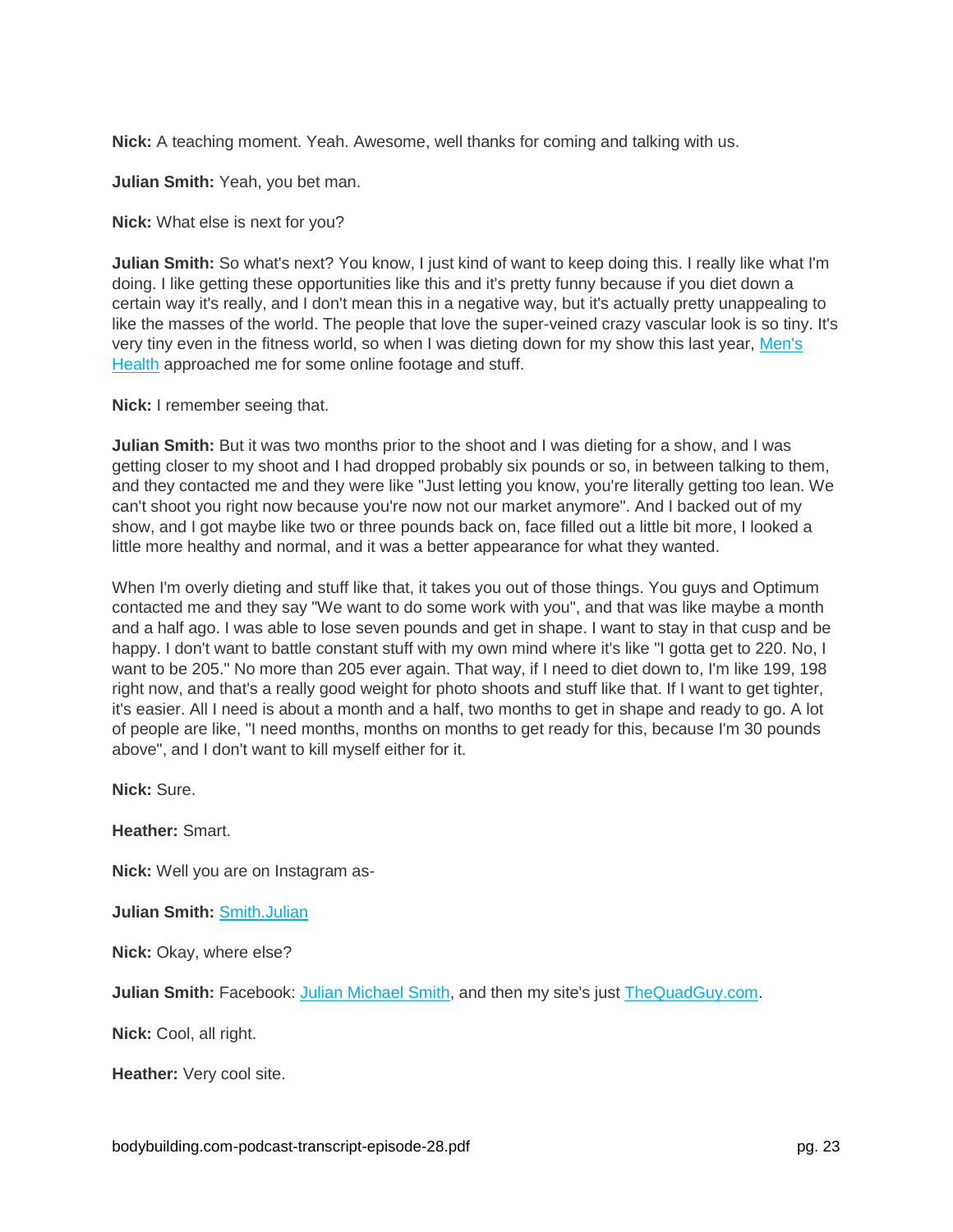**Nick:** A teaching moment. Yeah. Awesome, well thanks for coming and talking with us.

**Julian Smith:** Yeah, you bet man.

**Nick:** What else is next for you?

**Julian Smith:** So what's next? You know, I just kind of want to keep doing this. I really like what I'm doing. I like getting these opportunities like this and it's pretty funny because if you diet down a certain way it's really, and I don't mean this in a negative way, but it's actually pretty unappealing to like the masses of the world. The people that love the super-veined crazy vascular look is so tiny. It's very tiny even in the fitness world, so when I was dieting down for my show this last year, [Men's Health](Men's Health) approached me for some online footage and stuff.

**Nick:** I remember seeing that.

**Julian Smith:** But it was two months prior to the shoot and I was dieting for a show, and I was getting closer to my shoot and I had dropped probably six pounds or so, in between talking to them, and they contacted me and they were like "Just letting you know, you're literally getting too lean. We can't shoot you right now because you're now not our market anymore". And I backed out of my show, and I got maybe like two or three pounds back on, face filled out a little bit more, I looked a little more healthy and normal, and it was a better appearance for what they wanted.

When I'm overly dieting and stuff like that, it takes you out of those things. You guys and Optimum contacted me and they say "We want to do some work with you", and that was like maybe a month and a half ago. I was able to lose seven pounds and get in shape. I want to stay in that cusp and be happy. I don't want to battle constant stuff with my own mind where it's like "I gotta get to 220. No, I want to be 205." No more than 205 ever again. That way, if I need to diet down to, I'm like 199, 198 right now, and that's a really good weight for photo shoots and stuff like that. If I want to get tighter, it's easier. All I need is about a month and a half, two months to get in shape and ready to go. A lot of people are like, "I need months, months on months to get ready for this, because I'm 30 pounds above", and I don't want to kill myself either for it.

**Nick:** Sure.

**Heather:** Smart.

**Nick:** Well you are on Instagram as-

**Julian Smith:** [Smith.Julian](Smith.Julian)

**Nick:** Okay, where else?

**Julian Smith:** Facebook: [Julian Michael Smith](Julian Michael Smith), and then my site's just [TheQuadGuy.com](TheQuadGuy.com).

**Nick:** Cool, all right.

**Heather:** Very cool site.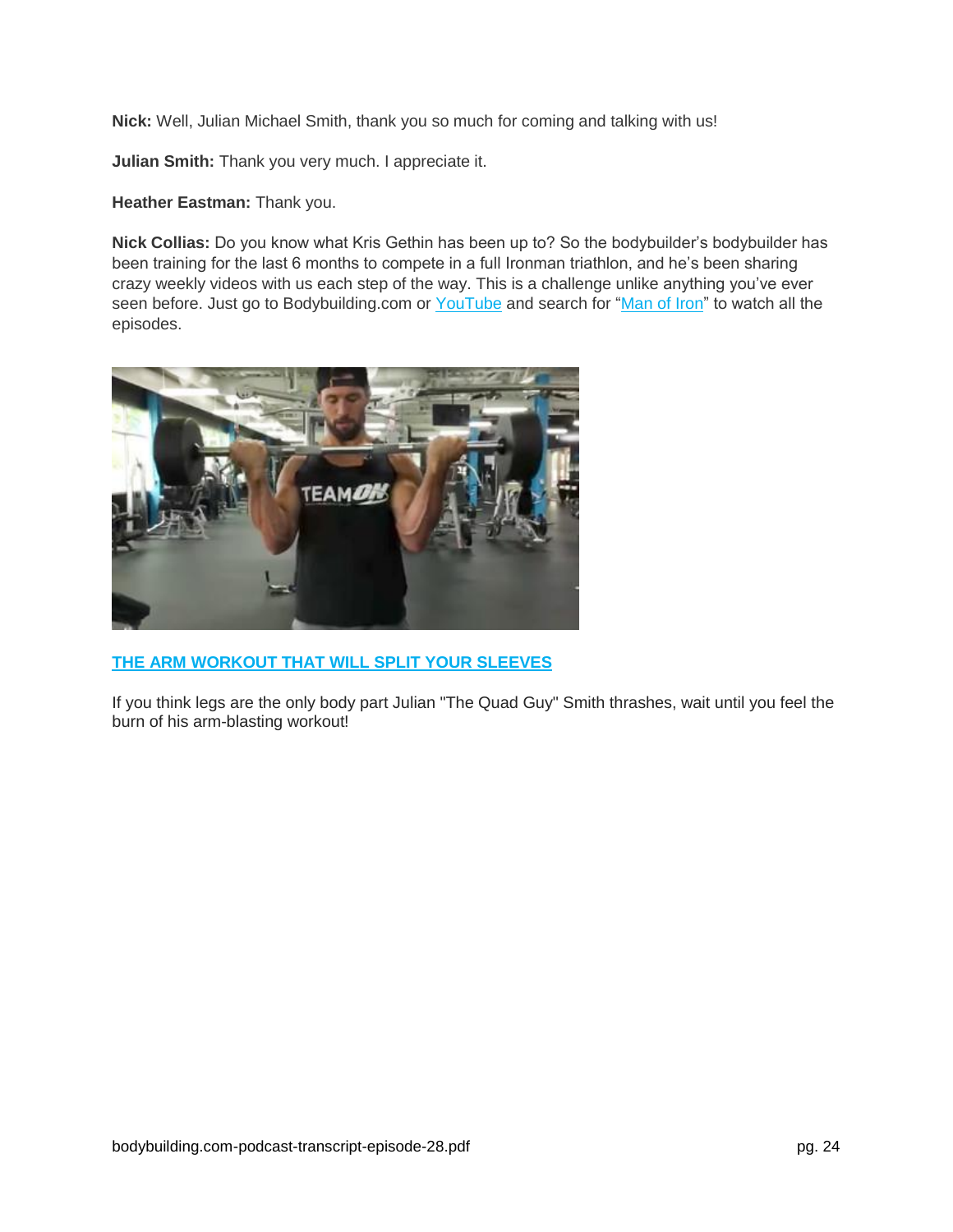**Nick:** Well, Julian Michael Smith, thank you so much for coming and talking with us!

**Julian Smith:** Thank you very much. I appreciate it.

**Heather Eastman:** Thank you.

**Nick Collias:** Do you know what Kris Gethin has been up to? So the bodybuilder's bodybuilder has been training for the last 6 months to compete in a full Ironman triathlon, and he's been sharing crazy weekly videos with us each step of the way. This is a challenge unlike anything you've ever seen before. Just go to Bodybuilding.com or YouTube and search for "Man of Iron" to watch all the episodes.

**THE ARM WORKOUT THAT WILL SPLIT YOUR SLEEVES**

If you think legs are the only body part Julian "The Quad Guy" Smith thrashes, wait until you feel the burn of his arm-blasting workout!